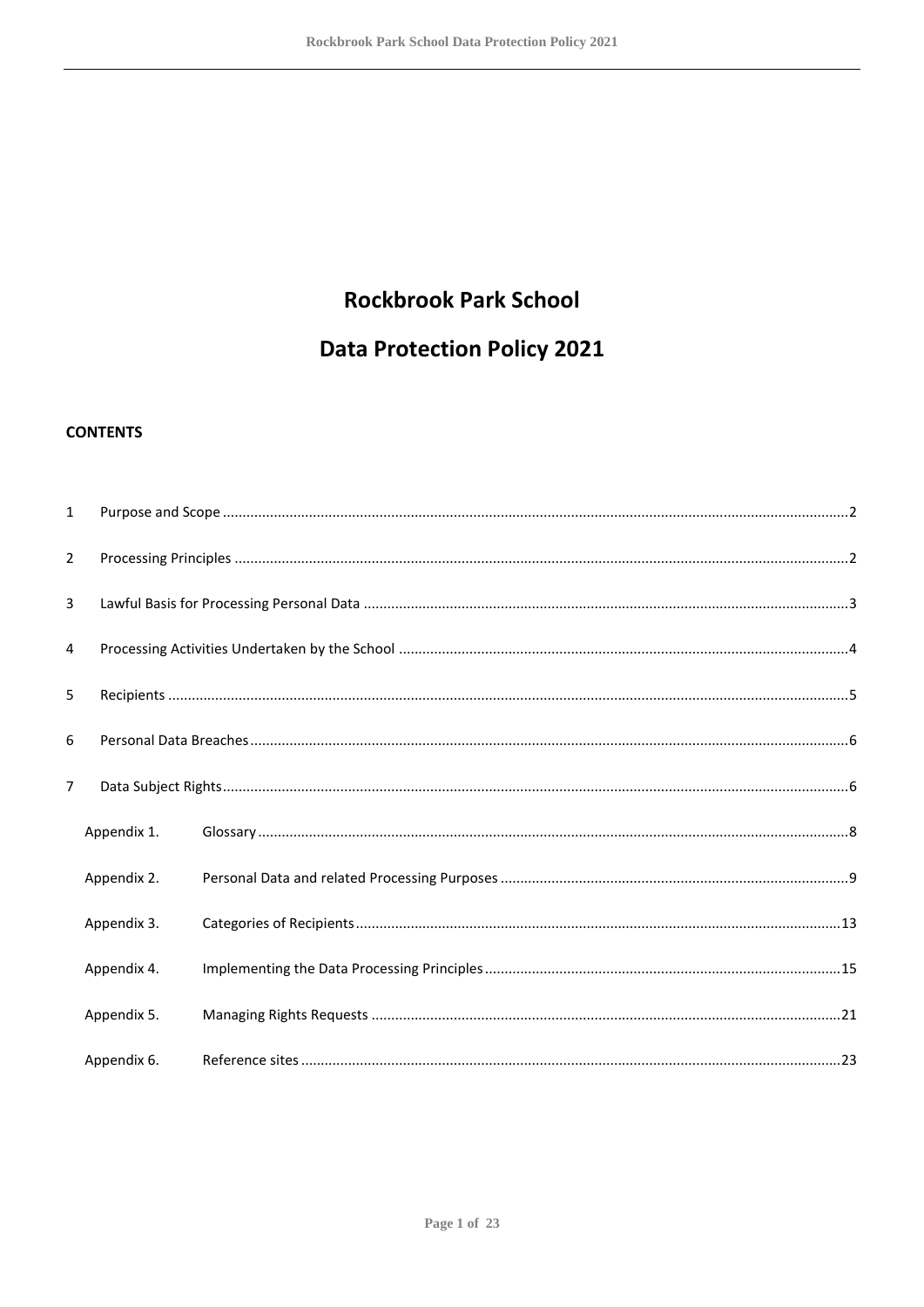# Rockbrook Park School

# Data Protection Policy 2021

**CONTENTS**

| | | |
|---|---|---|
| 1 | Purpose and Scope | 2 |
| 2 | Processing Principles | 2 |
| 3 | Lawful Basis for Processing Personal Data | 3 |
| 4 | Processing Activities Undertaken by the School | 4 |
| 5 | Recipients | 5 |
| 6 | Personal Data Breaches | 6 |
| 7 | Data Subject Rights | 6 |
| Appendix 1. | Glossary | 8 |
| Appendix 2. | Personal Data and related Processing Purposes | 9 |
| Appendix 3. | Categories of Recipients | 13 |
| Appendix 4. | Implementing the Data Processing Principles | 15 |
| Appendix 5. | Managing Rights Requests | 21 |
| Appendix 6. | Reference sites | 23 |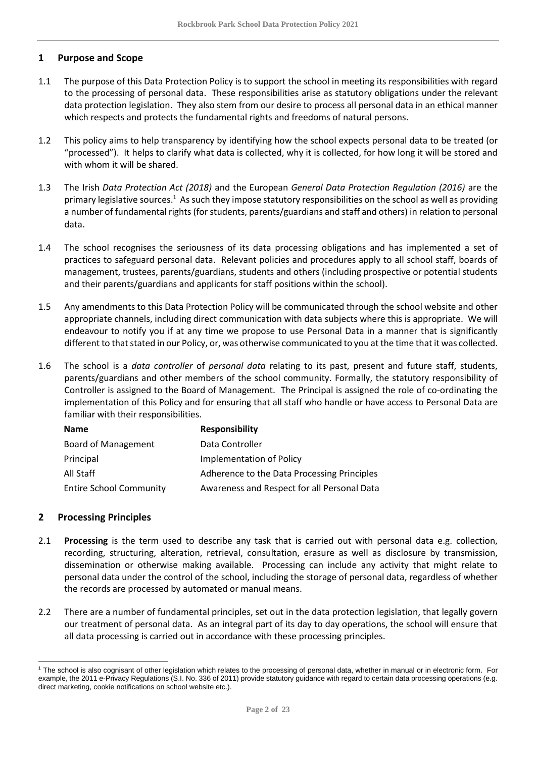## 1 Purpose and Scope

1.1 The purpose of this Data Protection Policy is to support the school in meeting its responsibilities with regard to the processing of personal data. These responsibilities arise as statutory obligations under the relevant data protection legislation. They also stem from our desire to process all personal data in an ethical manner which respects and protects the fundamental rights and freedoms of natural persons.

1.2 This policy aims to help transparency by identifying how the school expects personal data to be treated (or "processed"). It helps to clarify what data is collected, why it is collected, for how long it will be stored and with whom it will be shared.

1.3 The Irish *Data Protection Act (2018)* and the European *General Data Protection Regulation (2016)* are the primary legislative sources.[1] As such they impose statutory responsibilities on the school as well as providing a number of fundamental rights (for students, parents/guardians and staff and others) in relation to personal data.

1.4 The school recognises the seriousness of its data processing obligations and has implemented a set of practices to safeguard personal data. Relevant policies and procedures apply to all school staff, boards of management, trustees, parents/guardians, students and others (including prospective or potential students and their parents/guardians and applicants for staff positions within the school).

1.5 Any amendments to this Data Protection Policy will be communicated through the school website and other appropriate channels, including direct communication with data subjects where this is appropriate. We will endeavour to notify you if at any time we propose to use Personal Data in a manner that is significantly different to that stated in our Policy, or, was otherwise communicated to you at the time that it was collected.

1.6 The school is a *data controller* of *personal data* relating to its past, present and future staff, students, parents/guardians and other members of the school community. Formally, the statutory responsibility of Controller is assigned to the Board of Management. The Principal is assigned the role of co-ordinating the implementation of this Policy and for ensuring that all staff who handle or have access to Personal Data are familiar with their responsibilities.

| Name | Responsibility |
|---|---|
| Board of Management | Data Controller |
| Principal | Implementation of Policy |
| All Staff | Adherence to the Data Processing Principles |
| Entire School Community | Awareness and Respect for all Personal Data |

## 2 Processing Principles

2.1 **Processing** is the term used to describe any task that is carried out with personal data e.g. collection, recording, structuring, alteration, retrieval, consultation, erasure as well as disclosure by transmission, dissemination or otherwise making available. Processing can include any activity that might relate to personal data under the control of the school, including the storage of personal data, regardless of whether the records are processed by automated or manual means.

2.2 There are a number of fundamental principles, set out in the data protection legislation, that legally govern our treatment of personal data. As an integral part of its day to day operations, the school will ensure that all data processing is carried out in accordance with these processing principles.

---

[1] The school is also cognisant of other legislation which relates to the processing of personal data, whether in manual or in electronic form. For example, the 2011 e-Privacy Regulations (S.I. No. 336 of 2011) provide statutory guidance with regard to certain data processing operations (e.g. direct marketing, cookie notifications on school website etc.).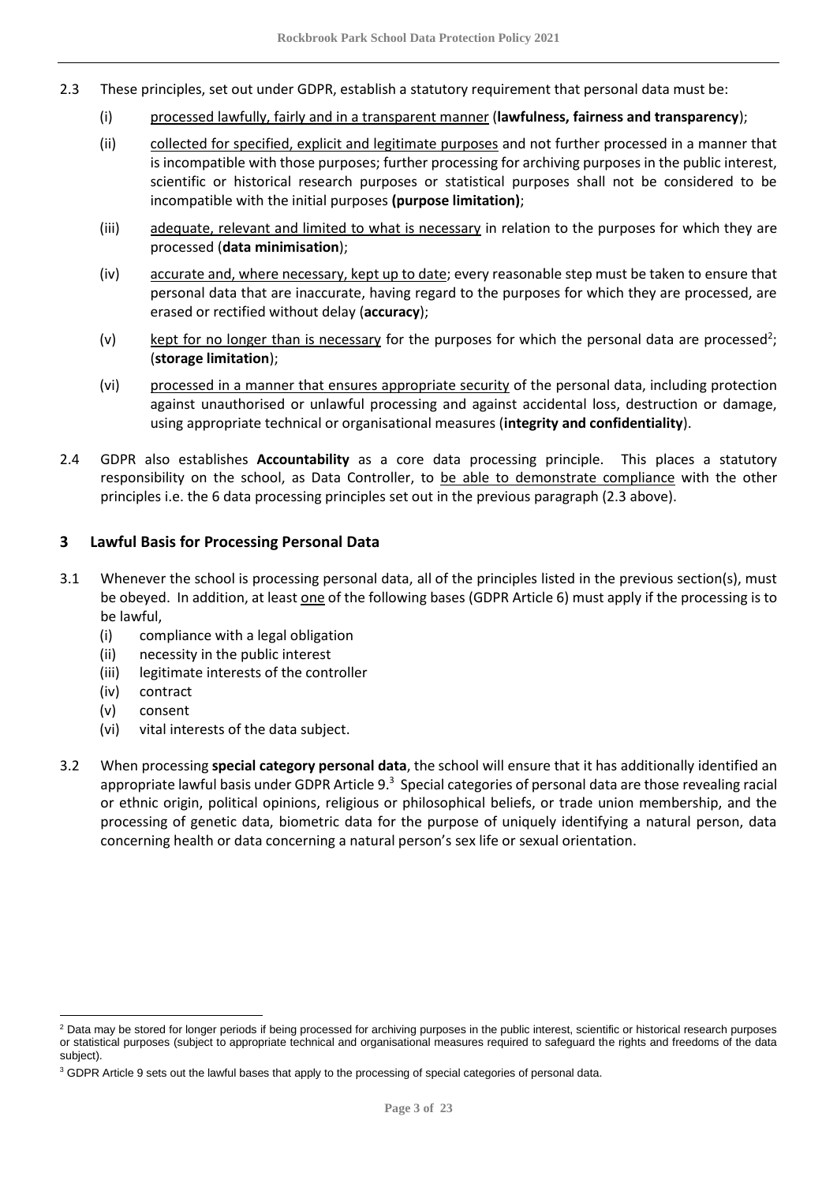2.3 These principles, set out under GDPR, establish a statutory requirement that personal data must be:

(i) processed lawfully, fairly and in a transparent manner (**lawfulness, fairness and transparency**);

(ii) collected for specified, explicit and legitimate purposes and not further processed in a manner that is incompatible with those purposes; further processing for archiving purposes in the public interest, scientific or historical research purposes or statistical purposes shall not be considered to be incompatible with the initial purposes **(purpose limitation)**;

(iii) adequate, relevant and limited to what is necessary in relation to the purposes for which they are processed (**data minimisation**);

(iv) accurate and, where necessary, kept up to date; every reasonable step must be taken to ensure that personal data that are inaccurate, having regard to the purposes for which they are processed, are erased or rectified without delay (**accuracy**);

(v) kept for no longer than is necessary for the purposes for which the personal data are processed[2]; (**storage limitation**);

(vi) processed in a manner that ensures appropriate security of the personal data, including protection against unauthorised or unlawful processing and against accidental loss, destruction or damage, using appropriate technical or organisational measures (**integrity and confidentiality**).

2.4 GDPR also establishes **Accountability** as a core data processing principle. This places a statutory responsibility on the school, as Data Controller, to be able to demonstrate compliance with the other principles i.e. the 6 data processing principles set out in the previous paragraph (2.3 above).

## 3 Lawful Basis for Processing Personal Data

3.1 Whenever the school is processing personal data, all of the principles listed in the previous section(s), must be obeyed. In addition, at least one of the following bases (GDPR Article 6) must apply if the processing is to be lawful,

(i) compliance with a legal obligation
(ii) necessity in the public interest
(iii) legitimate interests of the controller
(iv) contract
(v) consent
(vi) vital interests of the data subject.

3.2 When processing **special category personal data**, the school will ensure that it has additionally identified an appropriate lawful basis under GDPR Article 9.[3] Special categories of personal data are those revealing racial or ethnic origin, political opinions, religious or philosophical beliefs, or trade union membership, and the processing of genetic data, biometric data for the purpose of uniquely identifying a natural person, data concerning health or data concerning a natural person's sex life or sexual orientation.

---

[2] Data may be stored for longer periods if being processed for archiving purposes in the public interest, scientific or historical research purposes or statistical purposes (subject to appropriate technical and organisational measures required to safeguard the rights and freedoms of the data subject).

[3] GDPR Article 9 sets out the lawful bases that apply to the processing of special categories of personal data.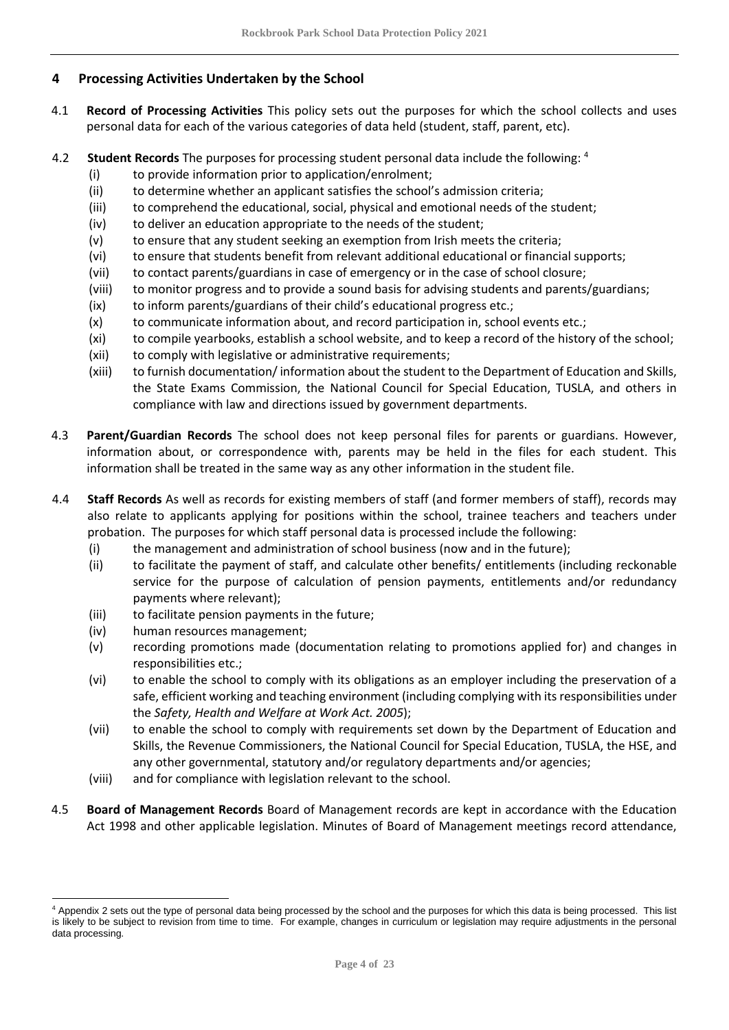## 4 Processing Activities Undertaken by the School

4.1 **Record of Processing Activities** This policy sets out the purposes for which the school collects and uses personal data for each of the various categories of data held (student, staff, parent, etc).

4.2 **Student Records** The purposes for processing student personal data include the following: [4]

- (i) to provide information prior to application/enrolment;
- (ii) to determine whether an applicant satisfies the school's admission criteria;
- (iii) to comprehend the educational, social, physical and emotional needs of the student;
- (iv) to deliver an education appropriate to the needs of the student;
- (v) to ensure that any student seeking an exemption from Irish meets the criteria;
- (vi) to ensure that students benefit from relevant additional educational or financial supports;
- (vii) to contact parents/guardians in case of emergency or in the case of school closure;
- (viii) to monitor progress and to provide a sound basis for advising students and parents/guardians;
- (ix) to inform parents/guardians of their child's educational progress etc.;
- (x) to communicate information about, and record participation in, school events etc.;
- (xi) to compile yearbooks, establish a school website, and to keep a record of the history of the school;
- (xii) to comply with legislative or administrative requirements;
- (xiii) to furnish documentation/ information about the student to the Department of Education and Skills, the State Exams Commission, the National Council for Special Education, TUSLA, and others in compliance with law and directions issued by government departments.

4.3 **Parent/Guardian Records** The school does not keep personal files for parents or guardians. However, information about, or correspondence with, parents may be held in the files for each student. This information shall be treated in the same way as any other information in the student file.

4.4 **Staff Records** As well as records for existing members of staff (and former members of staff), records may also relate to applicants applying for positions within the school, trainee teachers and teachers under probation. The purposes for which staff personal data is processed include the following:

- (i) the management and administration of school business (now and in the future);
- (ii) to facilitate the payment of staff, and calculate other benefits/ entitlements (including reckonable service for the purpose of calculation of pension payments, entitlements and/or redundancy payments where relevant);
- (iii) to facilitate pension payments in the future;
- (iv) human resources management;
- (v) recording promotions made (documentation relating to promotions applied for) and changes in responsibilities etc.;
- (vi) to enable the school to comply with its obligations as an employer including the preservation of a safe, efficient working and teaching environment (including complying with its responsibilities under the *Safety, Health and Welfare at Work Act. 2005*);
- (vii) to enable the school to comply with requirements set down by the Department of Education and Skills, the Revenue Commissioners, the National Council for Special Education, TUSLA, the HSE, and any other governmental, statutory and/or regulatory departments and/or agencies;
- (viii) and for compliance with legislation relevant to the school.

4.5 **Board of Management Records** Board of Management records are kept in accordance with the Education Act 1998 and other applicable legislation. Minutes of Board of Management meetings record attendance,

---

[4] Appendix 2 sets out the type of personal data being processed by the school and the purposes for which this data is being processed. This list is likely to be subject to revision from time to time. For example, changes in curriculum or legislation may require adjustments in the personal data processing.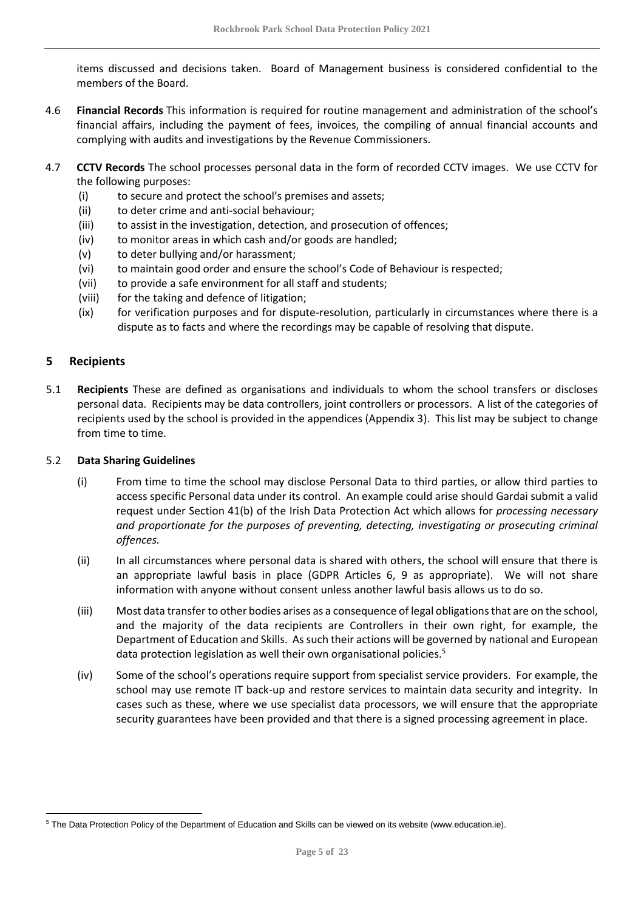items discussed and decisions taken. Board of Management business is considered confidential to the members of the Board.

4.6 **Financial Records** This information is required for routine management and administration of the school's financial affairs, including the payment of fees, invoices, the compiling of annual financial accounts and complying with audits and investigations by the Revenue Commissioners.

4.7 **CCTV Records** The school processes personal data in the form of recorded CCTV images. We use CCTV for the following purposes:

- (i) to secure and protect the school's premises and assets;
- (ii) to deter crime and anti-social behaviour;
- (iii) to assist in the investigation, detection, and prosecution of offences;
- (iv) to monitor areas in which cash and/or goods are handled;
- (v) to deter bullying and/or harassment;
- (vi) to maintain good order and ensure the school's Code of Behaviour is respected;
- (vii) to provide a safe environment for all staff and students;
- (viii) for the taking and defence of litigation;
- (ix) for verification purposes and for dispute-resolution, particularly in circumstances where there is a dispute as to facts and where the recordings may be capable of resolving that dispute.

## 5 Recipients

5.1 **Recipients** These are defined as organisations and individuals to whom the school transfers or discloses personal data. Recipients may be data controllers, joint controllers or processors. A list of the categories of recipients used by the school is provided in the appendices (Appendix 3). This list may be subject to change from time to time.

5.2 **Data Sharing Guidelines**

- (i) From time to time the school may disclose Personal Data to third parties, or allow third parties to access specific Personal data under its control. An example could arise should Gardai submit a valid request under Section 41(b) of the Irish Data Protection Act which allows for *processing necessary and proportionate for the purposes of preventing, detecting, investigating or prosecuting criminal offences.*
- (ii) In all circumstances where personal data is shared with others, the school will ensure that there is an appropriate lawful basis in place (GDPR Articles 6, 9 as appropriate). We will not share information with anyone without consent unless another lawful basis allows us to do so.
- (iii) Most data transfer to other bodies arises as a consequence of legal obligations that are on the school, and the majority of the data recipients are Controllers in their own right, for example, the Department of Education and Skills. As such their actions will be governed by national and European data protection legislation as well their own organisational policies.[5]
- (iv) Some of the school's operations require support from specialist service providers. For example, the school may use remote IT back-up and restore services to maintain data security and integrity. In cases such as these, where we use specialist data processors, we will ensure that the appropriate security guarantees have been provided and that there is a signed processing agreement in place.

---

[5] The Data Protection Policy of the Department of Education and Skills can be viewed on its website (www.education.ie).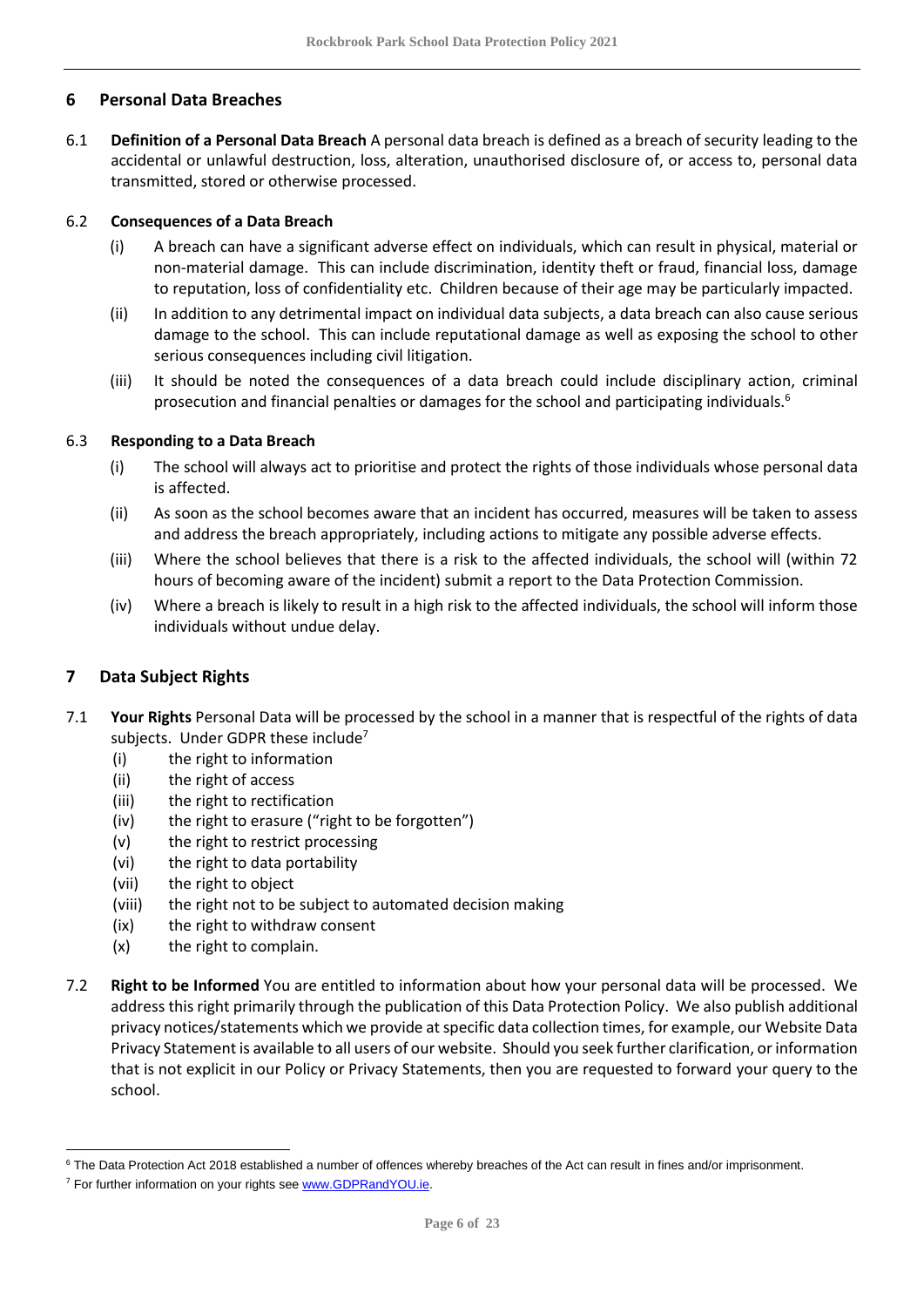## 6 Personal Data Breaches

6.1 **Definition of a Personal Data Breach** A personal data breach is defined as a breach of security leading to the accidental or unlawful destruction, loss, alteration, unauthorised disclosure of, or access to, personal data transmitted, stored or otherwise processed.

6.2 **Consequences of a Data Breach**

(i) A breach can have a significant adverse effect on individuals, which can result in physical, material or non-material damage. This can include discrimination, identity theft or fraud, financial loss, damage to reputation, loss of confidentiality etc. Children because of their age may be particularly impacted.

(ii) In addition to any detrimental impact on individual data subjects, a data breach can also cause serious damage to the school. This can include reputational damage as well as exposing the school to other serious consequences including civil litigation.

(iii) It should be noted the consequences of a data breach could include disciplinary action, criminal prosecution and financial penalties or damages for the school and participating individuals.[6]

6.3 **Responding to a Data Breach**

(i) The school will always act to prioritise and protect the rights of those individuals whose personal data is affected.

(ii) As soon as the school becomes aware that an incident has occurred, measures will be taken to assess and address the breach appropriately, including actions to mitigate any possible adverse effects.

(iii) Where the school believes that there is a risk to the affected individuals, the school will (within 72 hours of becoming aware of the incident) submit a report to the Data Protection Commission.

(iv) Where a breach is likely to result in a high risk to the affected individuals, the school will inform those individuals without undue delay.

## 7 Data Subject Rights

7.1 **Your Rights** Personal Data will be processed by the school in a manner that is respectful of the rights of data subjects. Under GDPR these include[7]

(i) the right to information
(ii) the right of access
(iii) the right to rectification
(iv) the right to erasure ("right to be forgotten")
(v) the right to restrict processing
(vi) the right to data portability
(vii) the right to object
(viii) the right not to be subject to automated decision making
(ix) the right to withdraw consent
(x) the right to complain.

7.2 **Right to be Informed** You are entitled to information about how your personal data will be processed. We address this right primarily through the publication of this Data Protection Policy. We also publish additional privacy notices/statements which we provide at specific data collection times, for example, our Website Data Privacy Statement is available to all users of our website. Should you seek further clarification, or information that is not explicit in our Policy or Privacy Statements, then you are requested to forward your query to the school.

---

[6] The Data Protection Act 2018 established a number of offences whereby breaches of the Act can result in fines and/or imprisonment.

[7] For further information on your rights see www.GDPRandYOU.ie.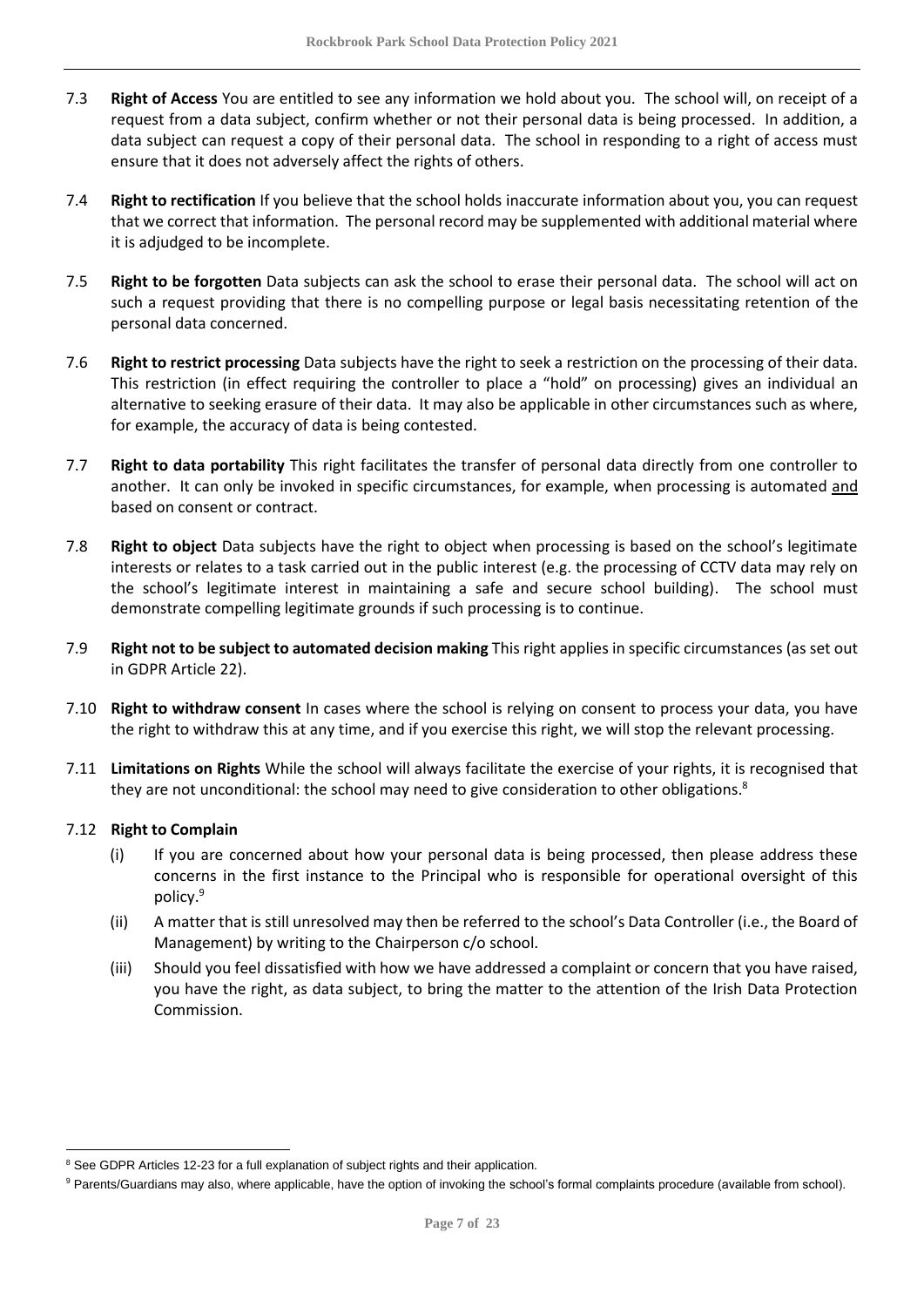7.3 **Right of Access** You are entitled to see any information we hold about you. The school will, on receipt of a request from a data subject, confirm whether or not their personal data is being processed. In addition, a data subject can request a copy of their personal data. The school in responding to a right of access must ensure that it does not adversely affect the rights of others.

7.4 **Right to rectification** If you believe that the school holds inaccurate information about you, you can request that we correct that information. The personal record may be supplemented with additional material where it is adjudged to be incomplete.

7.5 **Right to be forgotten** Data subjects can ask the school to erase their personal data. The school will act on such a request providing that there is no compelling purpose or legal basis necessitating retention of the personal data concerned.

7.6 **Right to restrict processing** Data subjects have the right to seek a restriction on the processing of their data. This restriction (in effect requiring the controller to place a "hold" on processing) gives an individual an alternative to seeking erasure of their data. It may also be applicable in other circumstances such as where, for example, the accuracy of data is being contested.

7.7 **Right to data portability** This right facilitates the transfer of personal data directly from one controller to another. It can only be invoked in specific circumstances, for example, when processing is automated <u>and</u> based on consent or contract.

7.8 **Right to object** Data subjects have the right to object when processing is based on the school's legitimate interests or relates to a task carried out in the public interest (e.g. the processing of CCTV data may rely on the school's legitimate interest in maintaining a safe and secure school building). The school must demonstrate compelling legitimate grounds if such processing is to continue.

7.9 **Right not to be subject to automated decision making** This right applies in specific circumstances (as set out in GDPR Article 22).

7.10 **Right to withdraw consent** In cases where the school is relying on consent to process your data, you have the right to withdraw this at any time, and if you exercise this right, we will stop the relevant processing.

7.11 **Limitations on Rights** While the school will always facilitate the exercise of your rights, it is recognised that they are not unconditional: the school may need to give consideration to other obligations.[8]

7.12 **Right to Complain**

(i) If you are concerned about how your personal data is being processed, then please address these concerns in the first instance to the Principal who is responsible for operational oversight of this policy.[9]

(ii) A matter that is still unresolved may then be referred to the school's Data Controller (i.e., the Board of Management) by writing to the Chairperson c/o school.

(iii) Should you feel dissatisfied with how we have addressed a complaint or concern that you have raised, you have the right, as data subject, to bring the matter to the attention of the Irish Data Protection Commission.

---

[8] See GDPR Articles 12-23 for a full explanation of subject rights and their application.

[9] Parents/Guardians may also, where applicable, have the option of invoking the school's formal complaints procedure (available from school).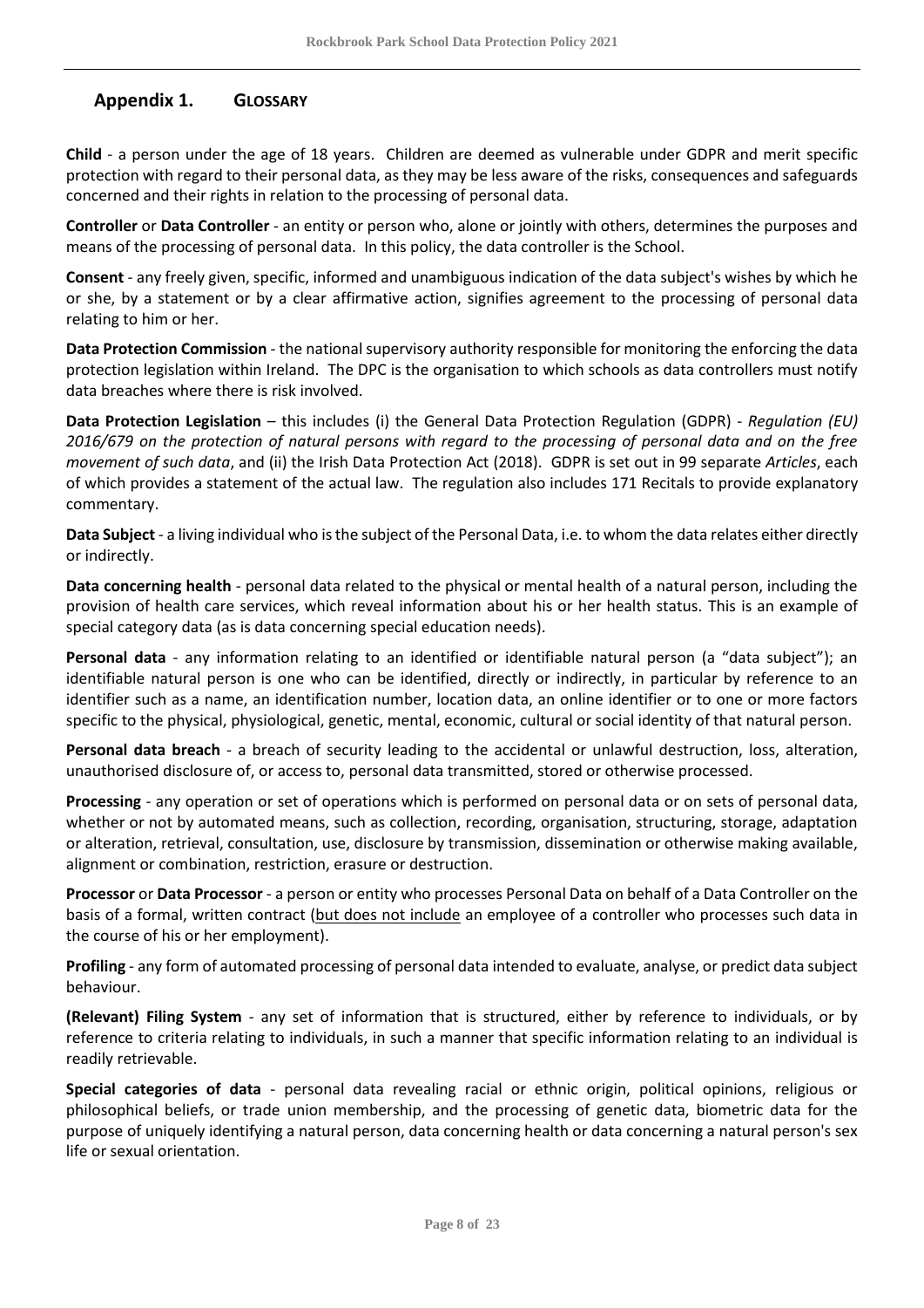## Appendix 1. GLOSSARY

**Child** - a person under the age of 18 years. Children are deemed as vulnerable under GDPR and merit specific protection with regard to their personal data, as they may be less aware of the risks, consequences and safeguards concerned and their rights in relation to the processing of personal data.

**Controller** or **Data Controller** - an entity or person who, alone or jointly with others, determines the purposes and means of the processing of personal data. In this policy, the data controller is the School.

**Consent** - any freely given, specific, informed and unambiguous indication of the data subject's wishes by which he or she, by a statement or by a clear affirmative action, signifies agreement to the processing of personal data relating to him or her.

**Data Protection Commission** - the national supervisory authority responsible for monitoring the enforcing the data protection legislation within Ireland. The DPC is the organisation to which schools as data controllers must notify data breaches where there is risk involved.

**Data Protection Legislation** – this includes (i) the General Data Protection Regulation (GDPR) - *Regulation (EU) 2016/679 on the protection of natural persons with regard to the processing of personal data and on the free movement of such data*, and (ii) the Irish Data Protection Act (2018). GDPR is set out in 99 separate *Articles*, each of which provides a statement of the actual law. The regulation also includes 171 Recitals to provide explanatory commentary.

**Data Subject** - a living individual who is the subject of the Personal Data, i.e. to whom the data relates either directly or indirectly.

**Data concerning health** - personal data related to the physical or mental health of a natural person, including the provision of health care services, which reveal information about his or her health status. This is an example of special category data (as is data concerning special education needs).

**Personal data** - any information relating to an identified or identifiable natural person (a "data subject"); an identifiable natural person is one who can be identified, directly or indirectly, in particular by reference to an identifier such as a name, an identification number, location data, an online identifier or to one or more factors specific to the physical, physiological, genetic, mental, economic, cultural or social identity of that natural person.

**Personal data breach** - a breach of security leading to the accidental or unlawful destruction, loss, alteration, unauthorised disclosure of, or access to, personal data transmitted, stored or otherwise processed.

**Processing** - any operation or set of operations which is performed on personal data or on sets of personal data, whether or not by automated means, such as collection, recording, organisation, structuring, storage, adaptation or alteration, retrieval, consultation, use, disclosure by transmission, dissemination or otherwise making available, alignment or combination, restriction, erasure or destruction.

**Processor** or **Data Processor** - a person or entity who processes Personal Data on behalf of a Data Controller on the basis of a formal, written contract (<u>but does not include</u> an employee of a controller who processes such data in the course of his or her employment).

**Profiling** - any form of automated processing of personal data intended to evaluate, analyse, or predict data subject behaviour.

**(Relevant) Filing System** - any set of information that is structured, either by reference to individuals, or by reference to criteria relating to individuals, in such a manner that specific information relating to an individual is readily retrievable.

**Special categories of data** - personal data revealing racial or ethnic origin, political opinions, religious or philosophical beliefs, or trade union membership, and the processing of genetic data, biometric data for the purpose of uniquely identifying a natural person, data concerning health or data concerning a natural person's sex life or sexual orientation.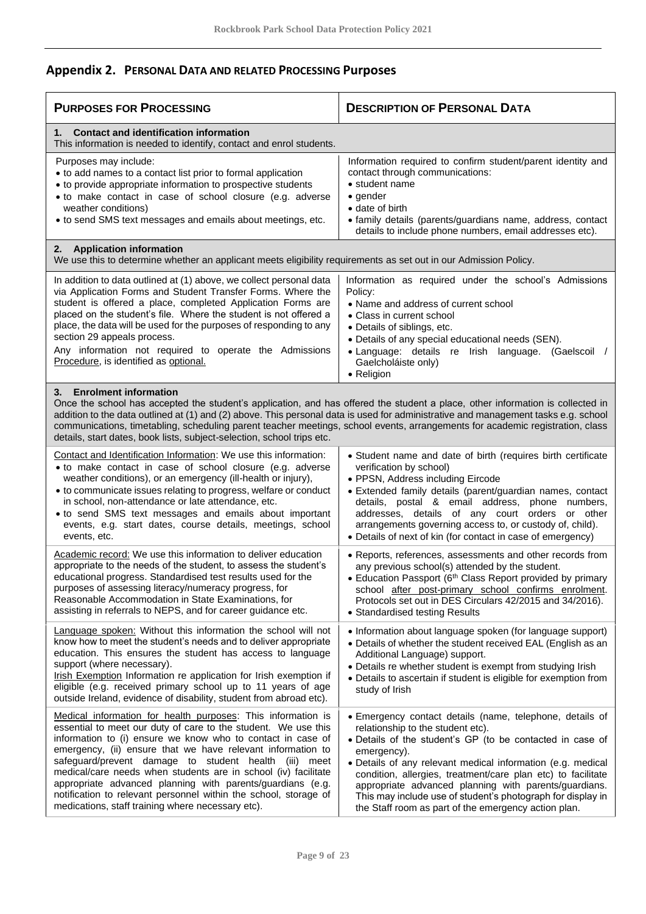## Appendix 2. PERSONAL DATA AND RELATED PROCESSING Purposes

| PURPOSES FOR PROCESSING | DESCRIPTION OF PERSONAL DATA |
|---|---|
| **1. Contact and identification information**<br>This information is needed to identify, contact and enrol students. | |
| Purposes may include:<br>• to add names to a contact list prior to formal application<br>• to provide appropriate information to prospective students<br>• to make contact in case of school closure (e.g. adverse weather conditions)<br>• to send SMS text messages and emails about meetings, etc. | Information required to confirm student/parent identity and contact through communications:<br>• student name<br>• gender<br>• date of birth<br>• family details (parents/guardians name, address, contact details to include phone numbers, email addresses etc). |
| **2. Application information**<br>We use this to determine whether an applicant meets eligibility requirements as set out in our Admission Policy. | |
| In addition to data outlined at (1) above, we collect personal data via Application Forms and Student Transfer Forms. Where the student is offered a place, completed Application Forms are placed on the student's file. Where the student is not offered a place, the data will be used for the purposes of responding to any section 29 appeals process.<br>Any information not required to operate the Admissions Procedure, is identified as optional. | Information as required under the school's Admissions Policy:<br>• Name and address of current school<br>• Class in current school<br>• Details of siblings, etc.<br>• Details of any special educational needs (SEN).<br>• Language: details re Irish language. (Gaelscoil / Gaelcholáiste only)<br>• Religion |
| **3. Enrolment information**<br>Once the school has accepted the student's application, and has offered the student a place, other information is collected in addition to the data outlined at (1) and (2) above. This personal data is used for administrative and management tasks e.g. school communications, timetabling, scheduling parent teacher meetings, school events, arrangements for academic registration, class details, start dates, book lists, subject-selection, school trips etc. | |
| Contact and Identification Information: We use this information:<br>• to make contact in case of school closure (e.g. adverse weather conditions), or an emergency (ill-health or injury),<br>• to communicate issues relating to progress, welfare or conduct in school, non-attendance or late attendance, etc.<br>• to send SMS text messages and emails about important events, e.g. start dates, course details, meetings, school events, etc. | • Student name and date of birth (requires birth certificate verification by school)<br>• PPSN, Address including Eircode<br>• Extended family details (parent/guardian names, contact details, postal & email address, phone numbers, addresses, details of any court orders or other arrangements governing access to, or custody of, child).<br>• Details of next of kin (for contact in case of emergency) |
| Academic record: We use this information to deliver education appropriate to the needs of the student, to assess the student's educational progress. Standardised test results used for the purposes of assessing literacy/numeracy progress, for Reasonable Accommodation in State Examinations, for assisting in referrals to NEPS, and for career guidance etc. | • Reports, references, assessments and other records from any previous school(s) attended by the student.<br>• Education Passport (6th Class Report provided by primary school after post-primary school confirms enrolment. Protocols set out in DES Circulars 42/2015 and 34/2016).<br>• Standardised testing Results |
| Language spoken: Without this information the school will not know how to meet the student's needs and to deliver appropriate education. This ensures the student has access to language support (where necessary).<br>Irish Exemption Information re application for Irish exemption if eligible (e.g. received primary school up to 11 years of age outside Ireland, evidence of disability, student from abroad etc). | • Information about language spoken (for language support)<br>• Details of whether the student received EAL (English as an Additional Language) support.<br>• Details re whether student is exempt from studying Irish<br>• Details to ascertain if student is eligible for exemption from study of Irish |
| Medical information for health purposes: This information is essential to meet our duty of care to the student. We use this information to (i) ensure we know who to contact in case of emergency, (ii) ensure that we have relevant information to safeguard/prevent damage to student health (iii) meet medical/care needs when students are in school (iv) facilitate appropriate advanced planning with parents/guardians (e.g. notification to relevant personnel within the school, storage of medications, staff training where necessary etc). | • Emergency contact details (name, telephone, details of relationship to the student etc).<br>• Details of the student's GP (to be contacted in case of emergency).<br>• Details of any relevant medical information (e.g. medical condition, allergies, treatment/care plan etc) to facilitate appropriate advanced planning with parents/guardians. This may include use of student's photograph for display in the Staff room as part of the emergency action plan. |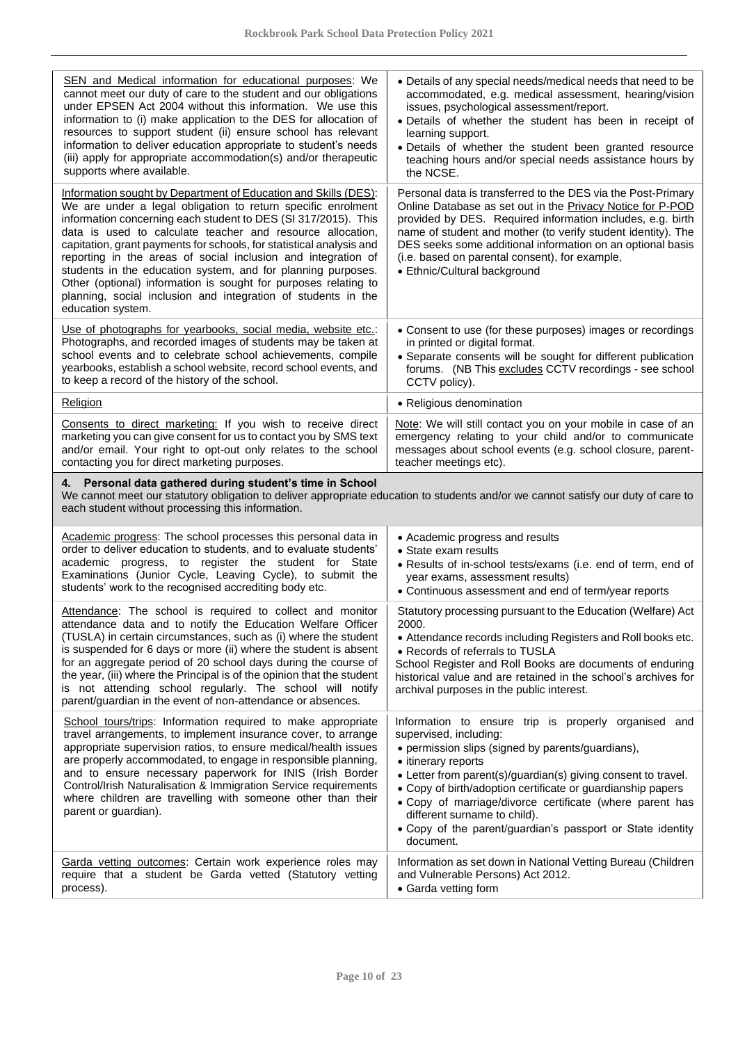| | |
|---|---|
| SEN and Medical information for educational purposes: We cannot meet our duty of care to the student and our obligations under EPSEN Act 2004 without this information. We use this information to (i) make application to the DES for allocation of resources to support student (ii) ensure school has relevant information to deliver education appropriate to student's needs (iii) apply for appropriate accommodation(s) and/or therapeutic supports where available. | • Details of any special needs/medical needs that need to be accommodated, e.g. medical assessment, hearing/vision issues, psychological assessment/report.<br>• Details of whether the student has been in receipt of learning support.<br>• Details of whether the student been granted resource teaching hours and/or special needs assistance hours by the NCSE. |
| Information sought by Department of Education and Skills (DES): We are under a legal obligation to return specific enrolment information concerning each student to DES (SI 317/2015). This data is used to calculate teacher and resource allocation, capitation, grant payments for schools, for statistical analysis and reporting in the areas of social inclusion and integration of students in the education system, and for planning purposes. Other (optional) information is sought for purposes relating to planning, social inclusion and integration of students in the education system. | Personal data is transferred to the DES via the Post-Primary Online Database as set out in the Privacy Notice for P-POD provided by DES. Required information includes, e.g. birth name of student and mother (to verify student identity). The DES seeks some additional information on an optional basis (i.e. based on parental consent), for example,<br>• Ethnic/Cultural background |
| Use of photographs for yearbooks, social media, website etc.: Photographs, and recorded images of students may be taken at school events and to celebrate school achievements, compile yearbooks, establish a school website, record school events, and to keep a record of the history of the school. | • Consent to use (for these purposes) images or recordings in printed or digital format.<br>• Separate consents will be sought for different publication forums. (NB This excludes CCTV recordings - see school CCTV policy). |
| Religion | • Religious denomination |
| Consents to direct marketing: If you wish to receive direct marketing you can give consent for us to contact you by SMS text and/or email. Your right to opt-out only relates to the school contacting you for direct marketing purposes. | Note: We will still contact you on your mobile in case of an emergency relating to your child and/or to communicate messages about school events (e.g. school closure, parent-teacher meetings etc). |

## 4. Personal data gathered during student's time in School

We cannot meet our statutory obligation to deliver appropriate education to students and/or we cannot satisfy our duty of care to each student without processing this information.

| | |
|---|---|
| Academic progress: The school processes this personal data in order to deliver education to students, and to evaluate students' academic progress, to register the student for State Examinations (Junior Cycle, Leaving Cycle), to submit the students' work to the recognised accrediting body etc. | • Academic progress and results<br>• State exam results<br>• Results of in-school tests/exams (i.e. end of term, end of year exams, assessment results)<br>• Continuous assessment and end of term/year reports |
| Attendance: The school is required to collect and monitor attendance data and to notify the Education Welfare Officer (TUSLA) in certain circumstances, such as (i) where the student is suspended for 6 days or more (ii) where the student is absent for an aggregate period of 20 school days during the course of the year, (iii) where the Principal is of the opinion that the student is not attending school regularly. The school will notify parent/guardian in the event of non-attendance or absences. | Statutory processing pursuant to the Education (Welfare) Act 2000.<br>• Attendance records including Registers and Roll books etc.<br>• Records of referrals to TUSLA<br>School Register and Roll Books are documents of enduring historical value and are retained in the school's archives for archival purposes in the public interest. |
| School tours/trips: Information required to make appropriate travel arrangements, to implement insurance cover, to arrange appropriate supervision ratios, to ensure medical/health issues are properly accommodated, to engage in responsible planning, and to ensure necessary paperwork for INIS (Irish Border Control/Irish Naturalisation & Immigration Service requirements where children are travelling with someone other than their parent or guardian). | Information to ensure trip is properly organised and supervised, including:<br>• permission slips (signed by parents/guardians),<br>• itinerary reports<br>• Letter from parent(s)/guardian(s) giving consent to travel.<br>• Copy of birth/adoption certificate or guardianship papers<br>• Copy of marriage/divorce certificate (where parent has different surname to child).<br>• Copy of the parent/guardian's passport or State identity document. |
| Garda vetting outcomes: Certain work experience roles may require that a student be Garda vetted (Statutory vetting process). | Information as set down in National Vetting Bureau (Children and Vulnerable Persons) Act 2012.<br>• Garda vetting form |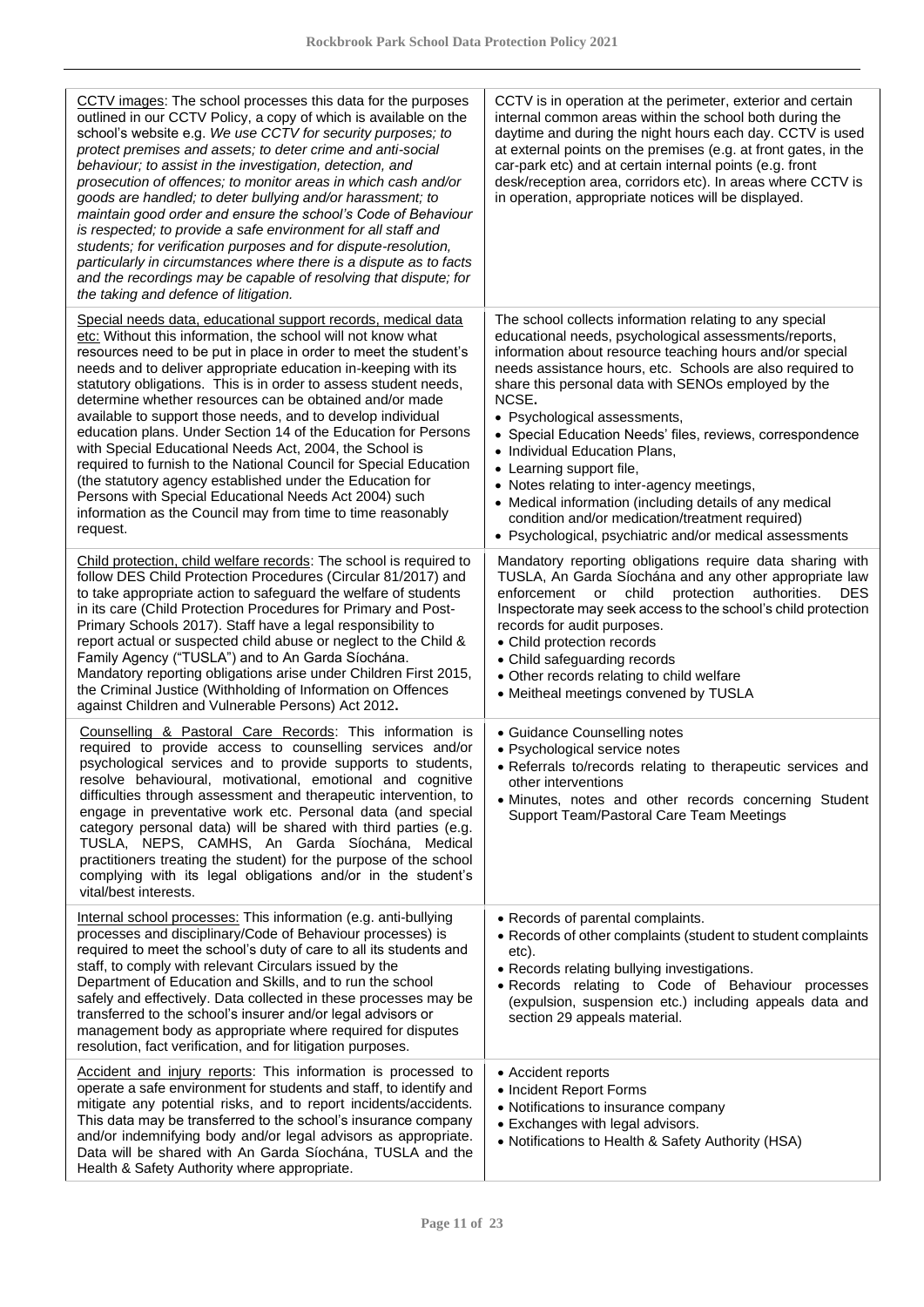| | |
|---|---|
| <u>CCTV images</u>: The school processes this data for the purposes outlined in our CCTV Policy, a copy of which is available on the school's website e.g. *We use CCTV for security purposes; to protect premises and assets; to deter crime and anti-social behaviour; to assist in the investigation, detection, and prosecution of offences; to monitor areas in which cash and/or goods are handled; to deter bullying and/or harassment; to maintain good order and ensure the school's Code of Behaviour is respected; to provide a safe environment for all staff and students; for verification purposes and for dispute-resolution, particularly in circumstances where there is a dispute as to facts and the recordings may be capable of resolving that dispute; for the taking and defence of litigation.* | CCTV is in operation at the perimeter, exterior and certain internal common areas within the school both during the daytime and during the night hours each day. CCTV is used at external points on the premises (e.g. at front gates, in the car-park etc) and at certain internal points (e.g. front desk/reception area, corridors etc). In areas where CCTV is in operation, appropriate notices will be displayed. |
| <u>Special needs data, educational support records, medical data etc:</u> Without this information, the school will not know what resources need to be put in place in order to meet the student's needs and to deliver appropriate education in-keeping with its statutory obligations. This is in order to assess student needs, determine whether resources can be obtained and/or made available to support those needs, and to develop individual education plans. Under Section 14 of the Education for Persons with Special Educational Needs Act, 2004, the School is required to furnish to the National Council for Special Education (the statutory agency established under the Education for Persons with Special Educational Needs Act 2004) such information as the Council may from time to time reasonably request. | The school collects information relating to any special educational needs, psychological assessments/reports, information about resource teaching hours and/or special needs assistance hours, etc. Schools are also required to share this personal data with SENOs employed by the NCSE**.**<br>• Psychological assessments,<br>• Special Education Needs' files, reviews, correspondence<br>• Individual Education Plans,<br>• Learning support file,<br>• Notes relating to inter-agency meetings,<br>• Medical information (including details of any medical condition and/or medication/treatment required)<br>• Psychological, psychiatric and/or medical assessments |
| <u>Child protection, child welfare records</u>: The school is required to follow DES Child Protection Procedures (Circular 81/2017) and to take appropriate action to safeguard the welfare of students in its care (Child Protection Procedures for Primary and Post-Primary Schools 2017). Staff have a legal responsibility to report actual or suspected child abuse or neglect to the Child & Family Agency ("TUSLA") and to An Garda Síochána. Mandatory reporting obligations arise under Children First 2015, the Criminal Justice (Withholding of Information on Offences against Children and Vulnerable Persons) Act 2012**.** | Mandatory reporting obligations require data sharing with TUSLA, An Garda Síochána and any other appropriate law enforcement or child protection authorities. DES Inspectorate may seek access to the school's child protection records for audit purposes.<br>• Child protection records<br>• Child safeguarding records<br>• Other records relating to child welfare<br>• Meitheal meetings convened by TUSLA |
| <u>Counselling & Pastoral Care Records</u>: This information is required to provide access to counselling services and/or psychological services and to provide supports to students, resolve behavioural, motivational, emotional and cognitive difficulties through assessment and therapeutic intervention, to engage in preventative work etc. Personal data (and special category personal data) will be shared with third parties (e.g. TUSLA, NEPS, CAMHS, An Garda Síochána, Medical practitioners treating the student) for the purpose of the school complying with its legal obligations and/or in the student's vital/best interests. | • Guidance Counselling notes<br>• Psychological service notes<br>• Referrals to/records relating to therapeutic services and other interventions<br>• Minutes, notes and other records concerning Student Support Team/Pastoral Care Team Meetings |
| <u>Internal school processes:</u> This information (e.g. anti-bullying processes and disciplinary/Code of Behaviour processes) is required to meet the school's duty of care to all its students and staff, to comply with relevant Circulars issued by the Department of Education and Skills, and to run the school safely and effectively. Data collected in these processes may be transferred to the school's insurer and/or legal advisors or management body as appropriate where required for disputes resolution, fact verification, and for litigation purposes. | • Records of parental complaints.<br>• Records of other complaints (student to student complaints etc).<br>• Records relating bullying investigations.<br>• Records relating to Code of Behaviour processes (expulsion, suspension etc.) including appeals data and section 29 appeals material. |
| <u>Accident and injury reports</u>: This information is processed to operate a safe environment for students and staff, to identify and mitigate any potential risks, and to report incidents/accidents. This data may be transferred to the school's insurance company and/or indemnifying body and/or legal advisors as appropriate. Data will be shared with An Garda Síochána, TUSLA and the Health & Safety Authority where appropriate. | • Accident reports<br>• Incident Report Forms<br>• Notifications to insurance company<br>• Exchanges with legal advisors.<br>• Notifications to Health & Safety Authority (HSA) |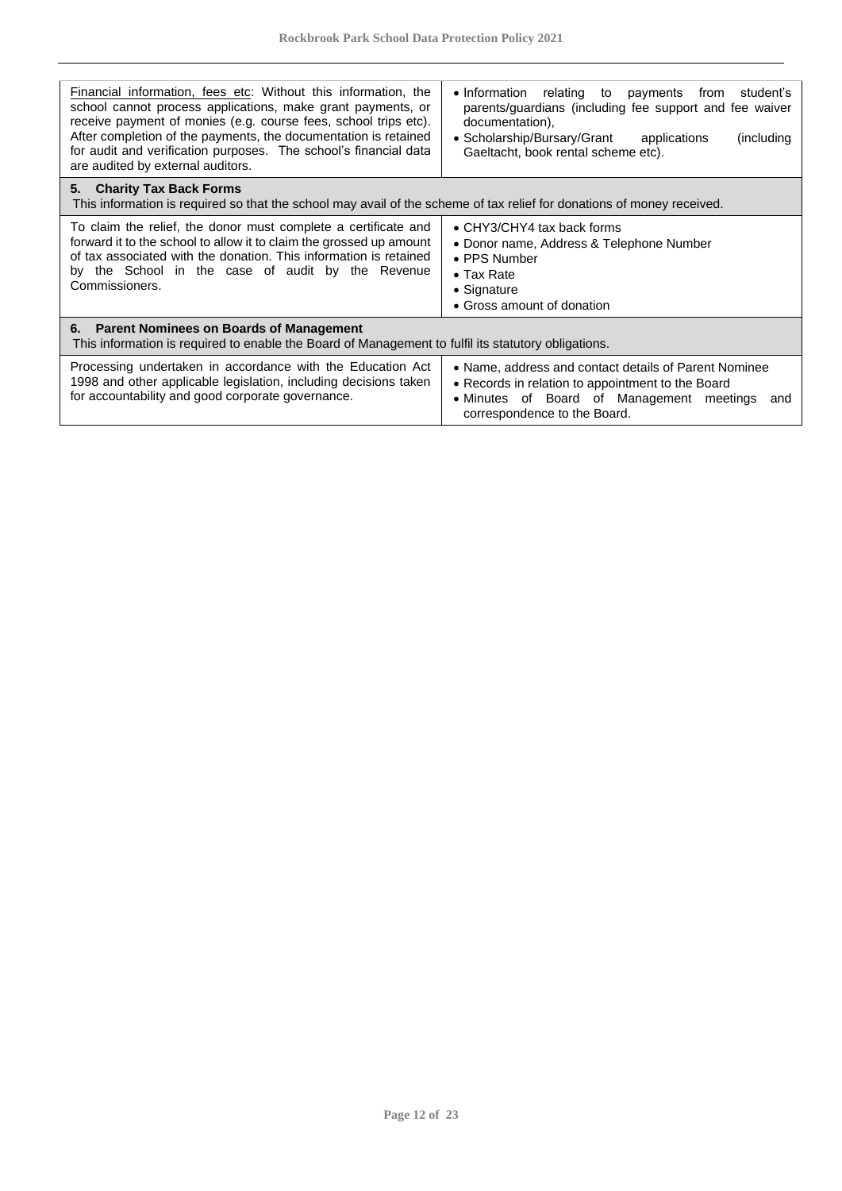| | |
|---|---|
| Financial information, fees etc: Without this information, the school cannot process applications, make grant payments, or receive payment of monies (e.g. course fees, school trips etc). After completion of the payments, the documentation is retained for audit and verification purposes. The school's financial data are audited by external auditors. | • Information relating to payments from student's parents/guardians (including fee support and fee waiver documentation),<br>• Scholarship/Bursary/Grant applications (including Gaeltacht, book rental scheme etc). |
| **5. Charity Tax Back Forms**<br>This information is required so that the school may avail of the scheme of tax relief for donations of money received. | |
| To claim the relief, the donor must complete a certificate and forward it to the school to allow it to claim the grossed up amount of tax associated with the donation. This information is retained by the School in the case of audit by the Revenue Commissioners. | • CHY3/CHY4 tax back forms<br>• Donor name, Address & Telephone Number<br>• PPS Number<br>• Tax Rate<br>• Signature<br>• Gross amount of donation |
| **6. Parent Nominees on Boards of Management**<br>This information is required to enable the Board of Management to fulfil its statutory obligations. | |
| Processing undertaken in accordance with the Education Act 1998 and other applicable legislation, including decisions taken for accountability and good corporate governance. | • Name, address and contact details of Parent Nominee<br>• Records in relation to appointment to the Board<br>• Minutes of Board of Management meetings and correspondence to the Board. |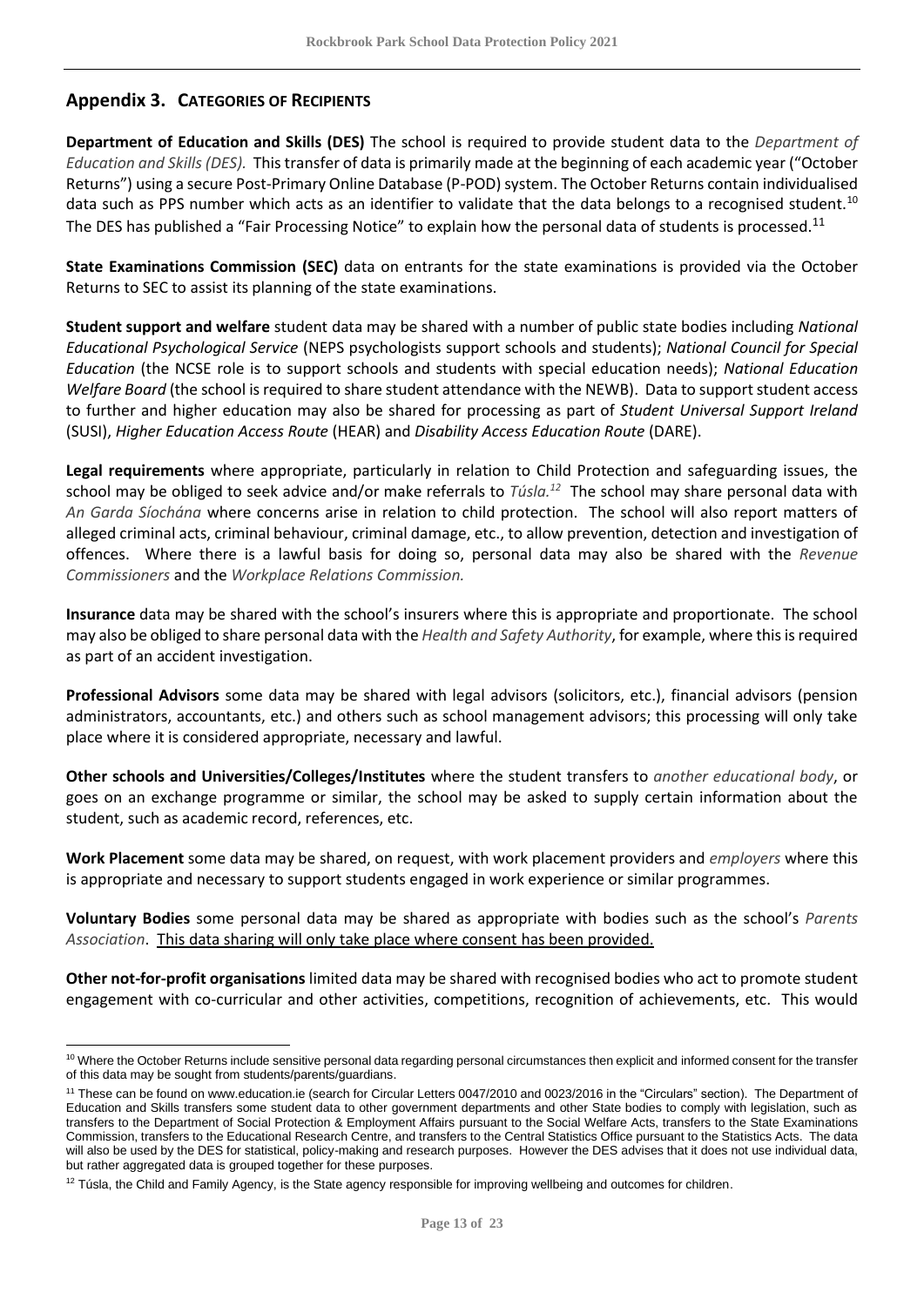## Appendix 3. CATEGORIES OF RECIPIENTS

**Department of Education and Skills (DES)** The school is required to provide student data to the *Department of Education and Skills (DES).* This transfer of data is primarily made at the beginning of each academic year ("October Returns") using a secure Post-Primary Online Database (P-POD) system. The October Returns contain individualised data such as PPS number which acts as an identifier to validate that the data belongs to a recognised student.[10] The DES has published a "Fair Processing Notice" to explain how the personal data of students is processed.[11]

**State Examinations Commission (SEC)** data on entrants for the state examinations is provided via the October Returns to SEC to assist its planning of the state examinations.

**Student support and welfare** student data may be shared with a number of public state bodies including *National Educational Psychological Service* (NEPS psychologists support schools and students); *National Council for Special Education* (the NCSE role is to support schools and students with special education needs); *National Education Welfare Board* (the school is required to share student attendance with the NEWB). Data to support student access to further and higher education may also be shared for processing as part of *Student Universal Support Ireland* (SUSI), *Higher Education Access Route* (HEAR) and *Disability Access Education Route* (DARE).

**Legal requirements** where appropriate, particularly in relation to Child Protection and safeguarding issues, the school may be obliged to seek advice and/or make referrals to *Túsla.*[12] The school may share personal data with *An Garda Síochána* where concerns arise in relation to child protection. The school will also report matters of alleged criminal acts, criminal behaviour, criminal damage, etc., to allow prevention, detection and investigation of offences. Where there is a lawful basis for doing so, personal data may also be shared with the *Revenue Commissioners* and the *Workplace Relations Commission.*

**Insurance** data may be shared with the school's insurers where this is appropriate and proportionate. The school may also be obliged to share personal data with the *Health and Safety Authority*, for example, where this is required as part of an accident investigation.

**Professional Advisors** some data may be shared with legal advisors (solicitors, etc.), financial advisors (pension administrators, accountants, etc.) and others such as school management advisors; this processing will only take place where it is considered appropriate, necessary and lawful.

**Other schools and Universities/Colleges/Institutes** where the student transfers to *another educational body*, or goes on an exchange programme or similar, the school may be asked to supply certain information about the student, such as academic record, references, etc.

**Work Placement** some data may be shared, on request, with work placement providers and *employers* where this is appropriate and necessary to support students engaged in work experience or similar programmes.

**Voluntary Bodies** some personal data may be shared as appropriate with bodies such as the school's *Parents Association*. <u>This data sharing will only take place where consent has been provided.</u>

**Other not-for-profit organisations** limited data may be shared with recognised bodies who act to promote student engagement with co-curricular and other activities, competitions, recognition of achievements, etc. This would

---

[10] Where the October Returns include sensitive personal data regarding personal circumstances then explicit and informed consent for the transfer of this data may be sought from students/parents/guardians.

[11] These can be found on www.education.ie (search for Circular Letters 0047/2010 and 0023/2016 in the "Circulars" section). The Department of Education and Skills transfers some student data to other government departments and other State bodies to comply with legislation, such as transfers to the Department of Social Protection & Employment Affairs pursuant to the Social Welfare Acts, transfers to the State Examinations Commission, transfers to the Educational Research Centre, and transfers to the Central Statistics Office pursuant to the Statistics Acts. The data will also be used by the DES for statistical, policy-making and research purposes. However the DES advises that it does not use individual data, but rather aggregated data is grouped together for these purposes.

[12] Túsla, the Child and Family Agency, is the State agency responsible for improving wellbeing and outcomes for children.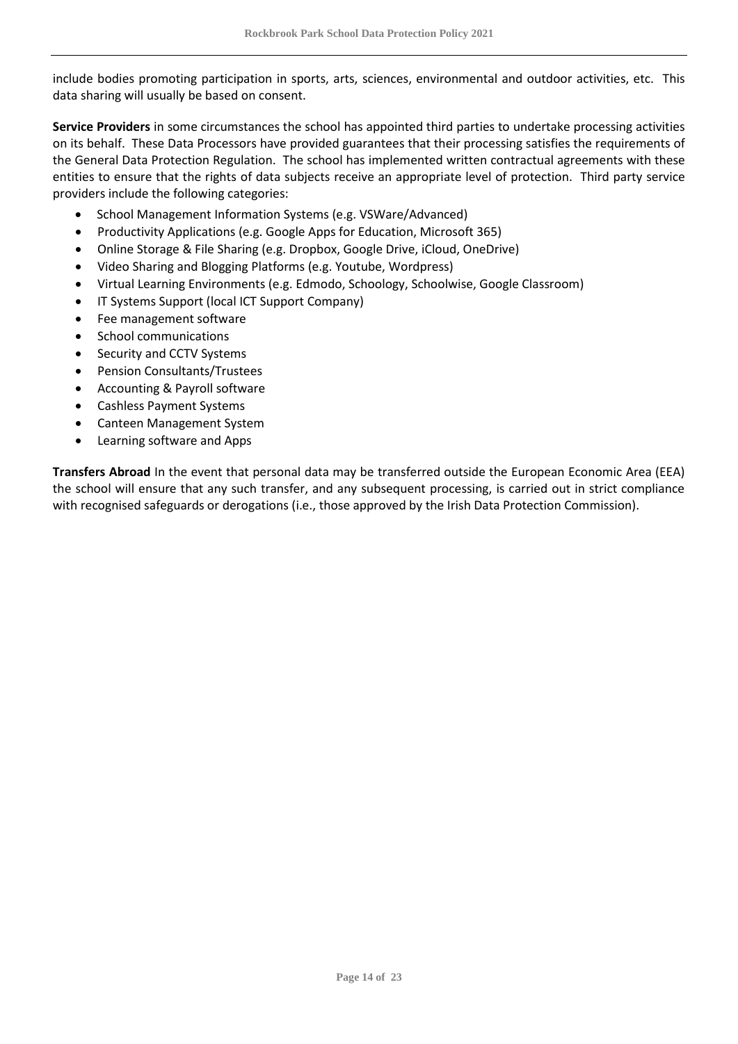include bodies promoting participation in sports, arts, sciences, environmental and outdoor activities, etc. This data sharing will usually be based on consent.

**Service Providers** in some circumstances the school has appointed third parties to undertake processing activities on its behalf. These Data Processors have provided guarantees that their processing satisfies the requirements of the General Data Protection Regulation. The school has implemented written contractual agreements with these entities to ensure that the rights of data subjects receive an appropriate level of protection. Third party service providers include the following categories:

- School Management Information Systems (e.g. VSWare/Advanced)
- Productivity Applications (e.g. Google Apps for Education, Microsoft 365)
- Online Storage & File Sharing (e.g. Dropbox, Google Drive, iCloud, OneDrive)
- Video Sharing and Blogging Platforms (e.g. Youtube, Wordpress)
- Virtual Learning Environments (e.g. Edmodo, Schoology, Schoolwise, Google Classroom)
- IT Systems Support (local ICT Support Company)
- Fee management software
- School communications
- Security and CCTV Systems
- Pension Consultants/Trustees
- Accounting & Payroll software
- Cashless Payment Systems
- Canteen Management System
- Learning software and Apps

**Transfers Abroad** In the event that personal data may be transferred outside the European Economic Area (EEA) the school will ensure that any such transfer, and any subsequent processing, is carried out in strict compliance with recognised safeguards or derogations (i.e., those approved by the Irish Data Protection Commission).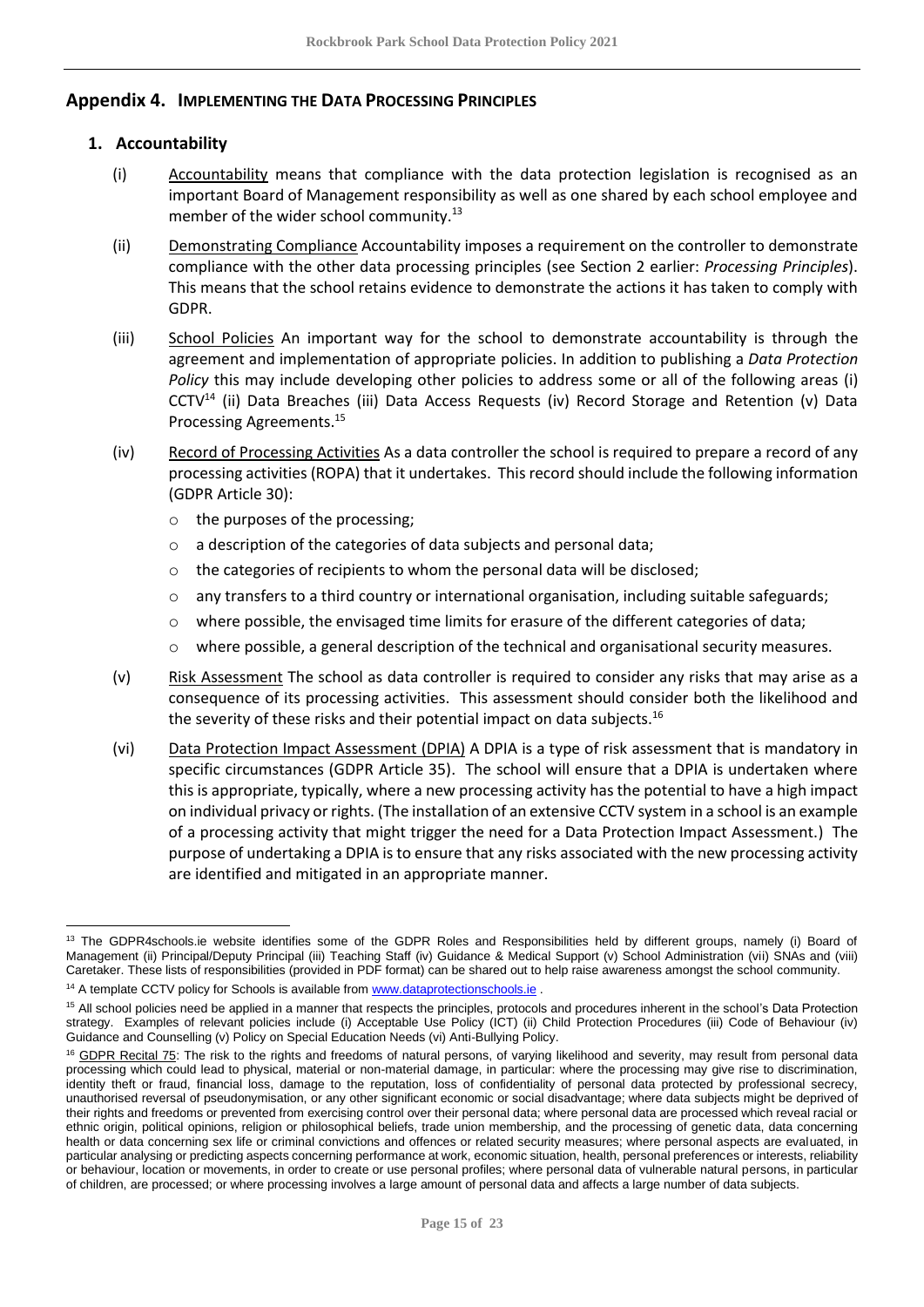## Appendix 4. IMPLEMENTING THE DATA PROCESSING PRINCIPLES

### 1. Accountability

(i) Accountability means that compliance with the data protection legislation is recognised as an important Board of Management responsibility as well as one shared by each school employee and member of the wider school community.[13]

(ii) Demonstrating Compliance Accountability imposes a requirement on the controller to demonstrate compliance with the other data processing principles (see Section 2 earlier: *Processing Principles*). This means that the school retains evidence to demonstrate the actions it has taken to comply with GDPR.

(iii) School Policies An important way for the school to demonstrate accountability is through the agreement and implementation of appropriate policies. In addition to publishing a *Data Protection Policy* this may include developing other policies to address some or all of the following areas (i) CCTV[14] (ii) Data Breaches (iii) Data Access Requests (iv) Record Storage and Retention (v) Data Processing Agreements.[15]

(iv) Record of Processing Activities As a data controller the school is required to prepare a record of any processing activities (ROPA) that it undertakes. This record should include the following information (GDPR Article 30):
   - the purposes of the processing;
   - a description of the categories of data subjects and personal data;
   - the categories of recipients to whom the personal data will be disclosed;
   - any transfers to a third country or international organisation, including suitable safeguards;
   - where possible, the envisaged time limits for erasure of the different categories of data;
   - where possible, a general description of the technical and organisational security measures.

(v) Risk Assessment The school as data controller is required to consider any risks that may arise as a consequence of its processing activities. This assessment should consider both the likelihood and the severity of these risks and their potential impact on data subjects.[16]

(vi) Data Protection Impact Assessment (DPIA) A DPIA is a type of risk assessment that is mandatory in specific circumstances (GDPR Article 35). The school will ensure that a DPIA is undertaken where this is appropriate, typically, where a new processing activity has the potential to have a high impact on individual privacy or rights. (The installation of an extensive CCTV system in a school is an example of a processing activity that might trigger the need for a Data Protection Impact Assessment.) The purpose of undertaking a DPIA is to ensure that any risks associated with the new processing activity are identified and mitigated in an appropriate manner.

---

[13] The GDPR4schools.ie website identifies some of the GDPR Roles and Responsibilities held by different groups, namely (i) Board of Management (ii) Principal/Deputy Principal (iii) Teaching Staff (iv) Guidance & Medical Support (v) School Administration (vii) SNAs and (viii) Caretaker. These lists of responsibilities (provided in PDF format) can be shared out to help raise awareness amongst the school community.

[14] A template CCTV policy for Schools is available from www.dataprotectionschools.ie .

[15] All school policies need be applied in a manner that respects the principles, protocols and procedures inherent in the school's Data Protection strategy. Examples of relevant policies include (i) Acceptable Use Policy (ICT) (ii) Child Protection Procedures (iii) Code of Behaviour (iv) Guidance and Counselling (v) Policy on Special Education Needs (vi) Anti-Bullying Policy.

[16] GDPR Recital 75: The risk to the rights and freedoms of natural persons, of varying likelihood and severity, may result from personal data processing which could lead to physical, material or non-material damage, in particular: where the processing may give rise to discrimination, identity theft or fraud, financial loss, damage to the reputation, loss of confidentiality of personal data protected by professional secrecy, unauthorised reversal of pseudonymisation, or any other significant economic or social disadvantage; where data subjects might be deprived of their rights and freedoms or prevented from exercising control over their personal data; where personal data are processed which reveal racial or ethnic origin, political opinions, religion or philosophical beliefs, trade union membership, and the processing of genetic data, data concerning health or data concerning sex life or criminal convictions and offences or related security measures; where personal aspects are evaluated, in particular analysing or predicting aspects concerning performance at work, economic situation, health, personal preferences or interests, reliability or behaviour, location or movements, in order to create or use personal profiles; where personal data of vulnerable natural persons, in particular of children, are processed; or where processing involves a large amount of personal data and affects a large number of data subjects.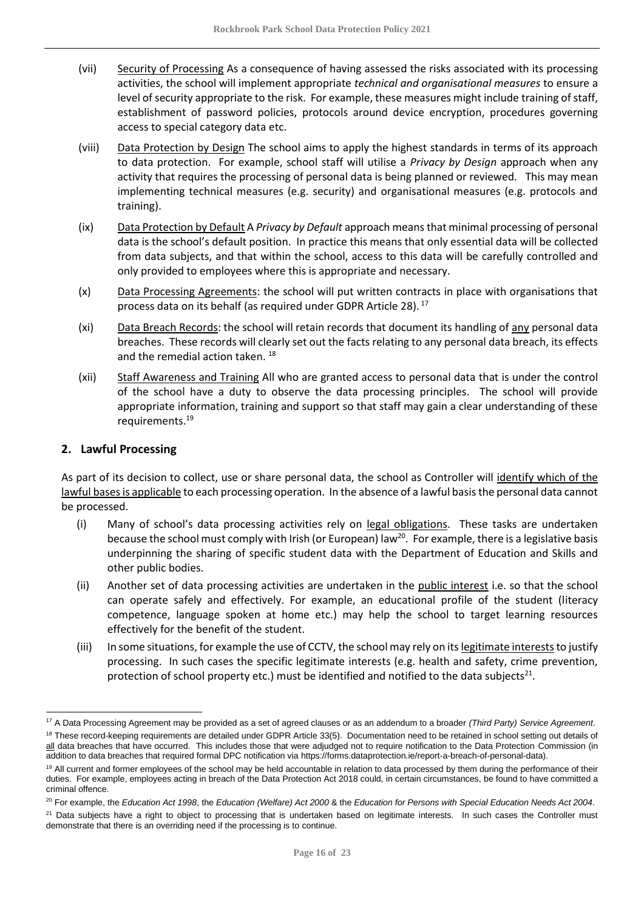(vii) Security of Processing As a consequence of having assessed the risks associated with its processing activities, the school will implement appropriate *technical and organisational measures* to ensure a level of security appropriate to the risk. For example, these measures might include training of staff, establishment of password policies, protocols around device encryption, procedures governing access to special category data etc.

(viii) Data Protection by Design The school aims to apply the highest standards in terms of its approach to data protection. For example, school staff will utilise a *Privacy by Design* approach when any activity that requires the processing of personal data is being planned or reviewed. This may mean implementing technical measures (e.g. security) and organisational measures (e.g. protocols and training).

(ix) Data Protection by Default A *Privacy by Default* approach means that minimal processing of personal data is the school's default position. In practice this means that only essential data will be collected from data subjects, and that within the school, access to this data will be carefully controlled and only provided to employees where this is appropriate and necessary.

(x) Data Processing Agreements: the school will put written contracts in place with organisations that process data on its behalf (as required under GDPR Article 28).[17]

(xi) Data Breach Records: the school will retain records that document its handling of any personal data breaches. These records will clearly set out the facts relating to any personal data breach, its effects and the remedial action taken.[18]

(xii) Staff Awareness and Training All who are granted access to personal data that is under the control of the school have a duty to observe the data processing principles. The school will provide appropriate information, training and support so that staff may gain a clear understanding of these requirements.[19]

## 2. Lawful Processing

As part of its decision to collect, use or share personal data, the school as Controller will identify which of the lawful bases is applicable to each processing operation. In the absence of a lawful basis the personal data cannot be processed.

(i) Many of school's data processing activities rely on legal obligations. These tasks are undertaken because the school must comply with Irish (or European) law[20]. For example, there is a legislative basis underpinning the sharing of specific student data with the Department of Education and Skills and other public bodies.

(ii) Another set of data processing activities are undertaken in the public interest i.e. so that the school can operate safely and effectively. For example, an educational profile of the student (literacy competence, language spoken at home etc.) may help the school to target learning resources effectively for the benefit of the student.

(iii) In some situations, for example the use of CCTV, the school may rely on its legitimate interests to justify processing. In such cases the specific legitimate interests (e.g. health and safety, crime prevention, protection of school property etc.) must be identified and notified to the data subjects[21].

---

[17] A Data Processing Agreement may be provided as a set of agreed clauses or as an addendum to a broader *(Third Party) Service Agreement*.

[18] These record-keeping requirements are detailed under GDPR Article 33(5). Documentation need to be retained in school setting out details of all data breaches that have occurred. This includes those that were adjudged not to require notification to the Data Protection Commission (in addition to data breaches that required formal DPC notification via https://forms.dataprotection.ie/report-a-breach-of-personal-data).

[19] All current and former employees of the school may be held accountable in relation to data processed by them during the performance of their duties. For example, employees acting in breach of the Data Protection Act 2018 could, in certain circumstances, be found to have committed a criminal offence.

[20] For example, the *Education Act 1998*, the *Education (Welfare) Act 2000* & the *Education for Persons with Special Education Needs Act 2004*.

[21] Data subjects have a right to object to processing that is undertaken based on legitimate interests. In such cases the Controller must demonstrate that there is an overriding need if the processing is to continue.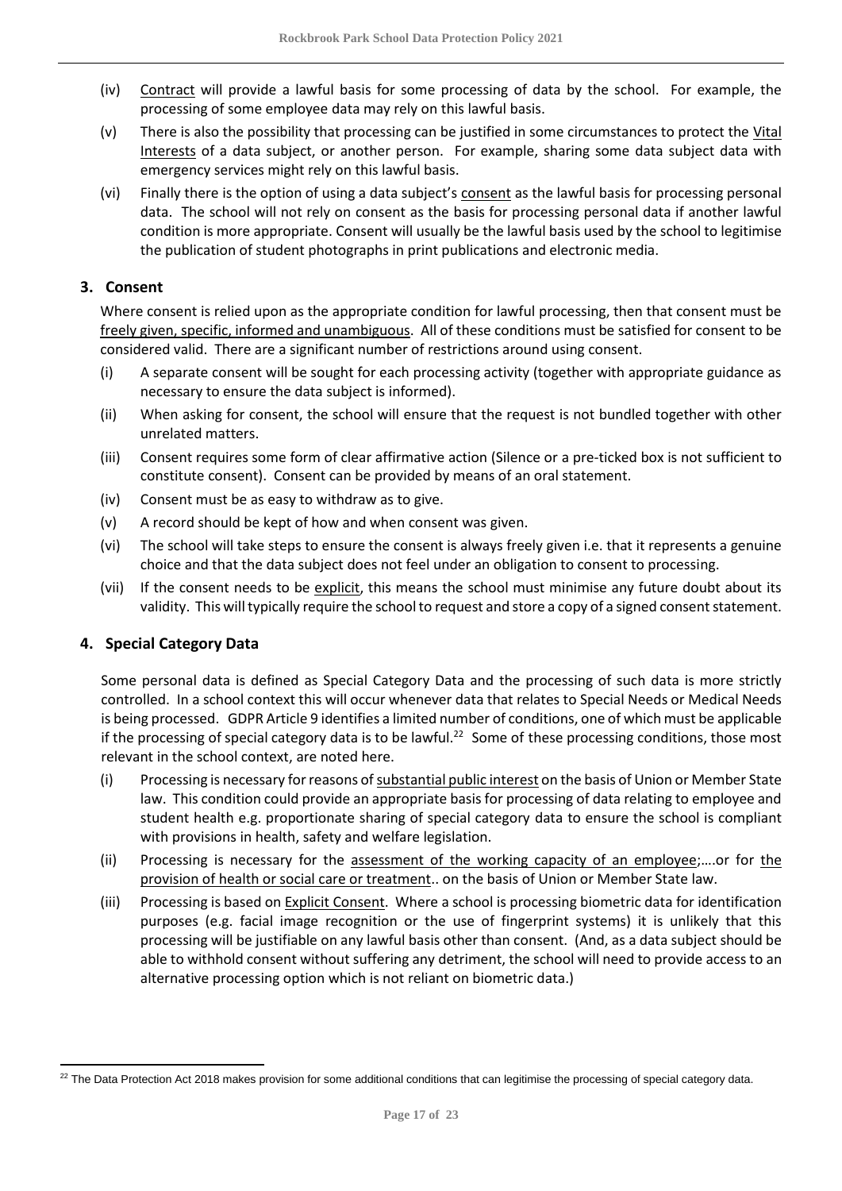(iv) Contract will provide a lawful basis for some processing of data by the school. For example, the processing of some employee data may rely on this lawful basis.

(v) There is also the possibility that processing can be justified in some circumstances to protect the Vital Interests of a data subject, or another person. For example, sharing some data subject data with emergency services might rely on this lawful basis.

(vi) Finally there is the option of using a data subject's consent as the lawful basis for processing personal data. The school will not rely on consent as the basis for processing personal data if another lawful condition is more appropriate. Consent will usually be the lawful basis used by the school to legitimise the publication of student photographs in print publications and electronic media.

## 3. Consent

Where consent is relied upon as the appropriate condition for lawful processing, then that consent must be freely given, specific, informed and unambiguous. All of these conditions must be satisfied for consent to be considered valid. There are a significant number of restrictions around using consent.

(i) A separate consent will be sought for each processing activity (together with appropriate guidance as necessary to ensure the data subject is informed).

(ii) When asking for consent, the school will ensure that the request is not bundled together with other unrelated matters.

(iii) Consent requires some form of clear affirmative action (Silence or a pre-ticked box is not sufficient to constitute consent). Consent can be provided by means of an oral statement.

(iv) Consent must be as easy to withdraw as to give.

(v) A record should be kept of how and when consent was given.

(vi) The school will take steps to ensure the consent is always freely given i.e. that it represents a genuine choice and that the data subject does not feel under an obligation to consent to processing.

(vii) If the consent needs to be explicit, this means the school must minimise any future doubt about its validity. This will typically require the school to request and store a copy of a signed consent statement.

## 4. Special Category Data

Some personal data is defined as Special Category Data and the processing of such data is more strictly controlled. In a school context this will occur whenever data that relates to Special Needs or Medical Needs is being processed. GDPR Article 9 identifies a limited number of conditions, one of which must be applicable if the processing of special category data is to be lawful.[22] Some of these processing conditions, those most relevant in the school context, are noted here.

(i) Processing is necessary for reasons of substantial public interest on the basis of Union or Member State law. This condition could provide an appropriate basis for processing of data relating to employee and student health e.g. proportionate sharing of special category data to ensure the school is compliant with provisions in health, safety and welfare legislation.

(ii) Processing is necessary for the assessment of the working capacity of an employee;….or for the provision of health or social care or treatment.. on the basis of Union or Member State law.

(iii) Processing is based on Explicit Consent. Where a school is processing biometric data for identification purposes (e.g. facial image recognition or the use of fingerprint systems) it is unlikely that this processing will be justifiable on any lawful basis other than consent. (And, as a data subject should be able to withhold consent without suffering any detriment, the school will need to provide access to an alternative processing option which is not reliant on biometric data.)

---

[22] The Data Protection Act 2018 makes provision for some additional conditions that can legitimise the processing of special category data.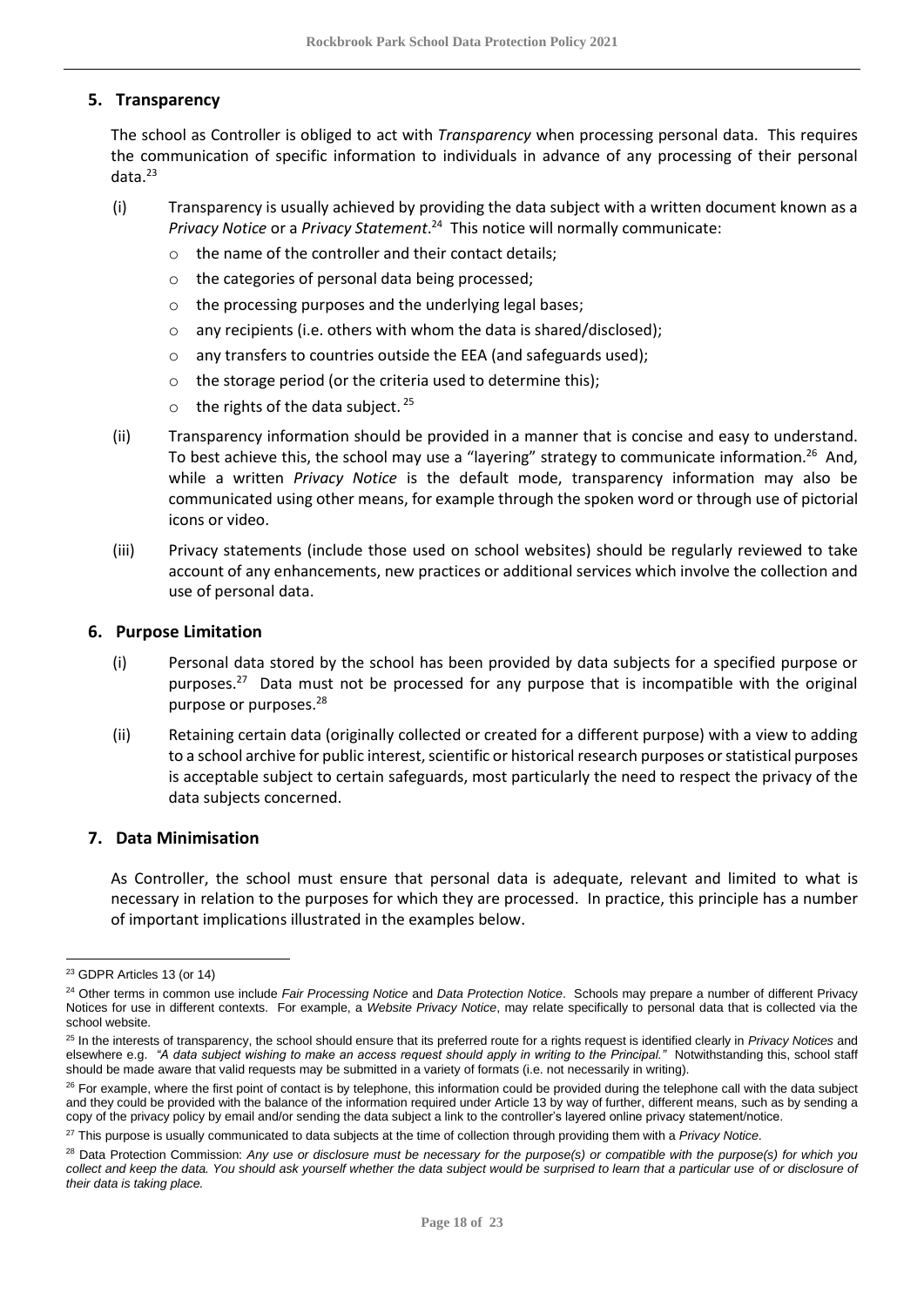## 5. Transparency

The school as Controller is obliged to act with *Transparency* when processing personal data. This requires the communication of specific information to individuals in advance of any processing of their personal data.[23]

(i) Transparency is usually achieved by providing the data subject with a written document known as a *Privacy Notice* or a *Privacy Statement*.[24] This notice will normally communicate:

- the name of the controller and their contact details;
- the categories of personal data being processed;
- the processing purposes and the underlying legal bases;
- any recipients (i.e. others with whom the data is shared/disclosed);
- any transfers to countries outside the EEA (and safeguards used);
- the storage period (or the criteria used to determine this);
- the rights of the data subject. [25]

(ii) Transparency information should be provided in a manner that is concise and easy to understand. To best achieve this, the school may use a "layering" strategy to communicate information.[26] And, while a written *Privacy Notice* is the default mode, transparency information may also be communicated using other means, for example through the spoken word or through use of pictorial icons or video.

(iii) Privacy statements (include those used on school websites) should be regularly reviewed to take account of any enhancements, new practices or additional services which involve the collection and use of personal data.

## 6. Purpose Limitation

(i) Personal data stored by the school has been provided by data subjects for a specified purpose or purposes.[27] Data must not be processed for any purpose that is incompatible with the original purpose or purposes.[28]

(ii) Retaining certain data (originally collected or created for a different purpose) with a view to adding to a school archive for public interest, scientific or historical research purposes or statistical purposes is acceptable subject to certain safeguards, most particularly the need to respect the privacy of the data subjects concerned.

## 7. Data Minimisation

As Controller, the school must ensure that personal data is adequate, relevant and limited to what is necessary in relation to the purposes for which they are processed. In practice, this principle has a number of important implications illustrated in the examples below.

---

[23] GDPR Articles 13 (or 14)

[24] Other terms in common use include *Fair Processing Notice* and *Data Protection Notice*. Schools may prepare a number of different Privacy Notices for use in different contexts. For example, a *Website Privacy Notice*, may relate specifically to personal data that is collected via the school website.

[25] In the interests of transparency, the school should ensure that its preferred route for a rights request is identified clearly in *Privacy Notices* and elsewhere e.g. *"A data subject wishing to make an access request should apply in writing to the Principal."* Notwithstanding this, school staff should be made aware that valid requests may be submitted in a variety of formats (i.e. not necessarily in writing).

[26] For example, where the first point of contact is by telephone, this information could be provided during the telephone call with the data subject and they could be provided with the balance of the information required under Article 13 by way of further, different means, such as by sending a copy of the privacy policy by email and/or sending the data subject a link to the controller's layered online privacy statement/notice.

[27] This purpose is usually communicated to data subjects at the time of collection through providing them with a *Privacy Notice*.

[28] Data Protection Commission: *Any use or disclosure must be necessary for the purpose(s) or compatible with the purpose(s) for which you collect and keep the data. You should ask yourself whether the data subject would be surprised to learn that a particular use of or disclosure of their data is taking place.*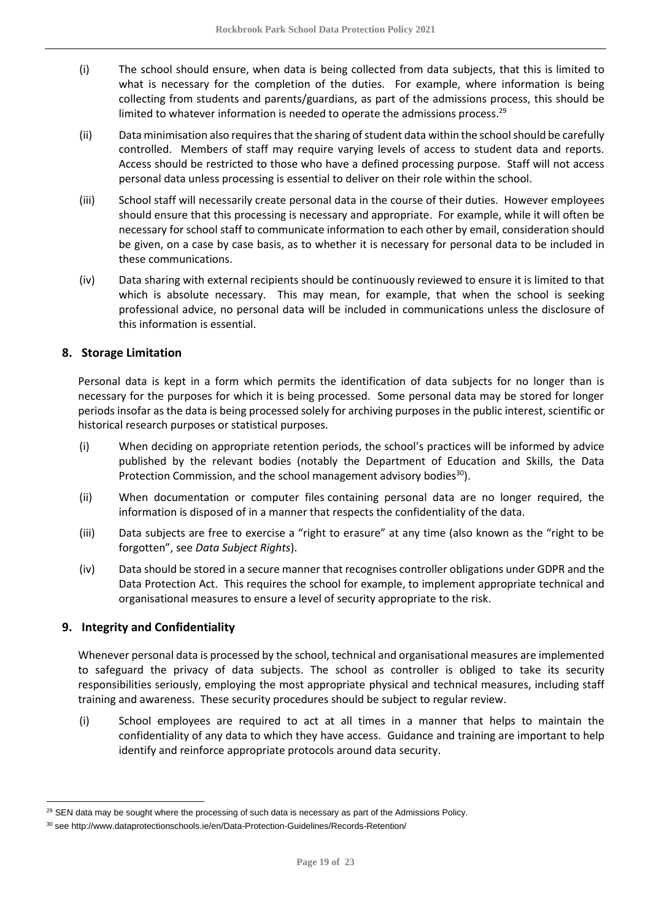(i) The school should ensure, when data is being collected from data subjects, that this is limited to what is necessary for the completion of the duties. For example, where information is being collecting from students and parents/guardians, as part of the admissions process, this should be limited to whatever information is needed to operate the admissions process.[29]

(ii) Data minimisation also requires that the sharing of student data within the school should be carefully controlled. Members of staff may require varying levels of access to student data and reports. Access should be restricted to those who have a defined processing purpose. Staff will not access personal data unless processing is essential to deliver on their role within the school.

(iii) School staff will necessarily create personal data in the course of their duties. However employees should ensure that this processing is necessary and appropriate. For example, while it will often be necessary for school staff to communicate information to each other by email, consideration should be given, on a case by case basis, as to whether it is necessary for personal data to be included in these communications.

(iv) Data sharing with external recipients should be continuously reviewed to ensure it is limited to that which is absolute necessary. This may mean, for example, that when the school is seeking professional advice, no personal data will be included in communications unless the disclosure of this information is essential.

## 8. Storage Limitation

Personal data is kept in a form which permits the identification of data subjects for no longer than is necessary for the purposes for which it is being processed. Some personal data may be stored for longer periods insofar as the data is being processed solely for archiving purposes in the public interest, scientific or historical research purposes or statistical purposes.

(i) When deciding on appropriate retention periods, the school's practices will be informed by advice published by the relevant bodies (notably the Department of Education and Skills, the Data Protection Commission, and the school management advisory bodies[30]).

(ii) When documentation or computer files containing personal data are no longer required, the information is disposed of in a manner that respects the confidentiality of the data.

(iii) Data subjects are free to exercise a "right to erasure" at any time (also known as the "right to be forgotten", see *Data Subject Rights*).

(iv) Data should be stored in a secure manner that recognises controller obligations under GDPR and the Data Protection Act. This requires the school for example, to implement appropriate technical and organisational measures to ensure a level of security appropriate to the risk.

## 9. Integrity and Confidentiality

Whenever personal data is processed by the school, technical and organisational measures are implemented to safeguard the privacy of data subjects. The school as controller is obliged to take its security responsibilities seriously, employing the most appropriate physical and technical measures, including staff training and awareness. These security procedures should be subject to regular review.

(i) School employees are required to act at all times in a manner that helps to maintain the confidentiality of any data to which they have access. Guidance and training are important to help identify and reinforce appropriate protocols around data security.

---

[29] SEN data may be sought where the processing of such data is necessary as part of the Admissions Policy.

[30] see http://www.dataprotectionschools.ie/en/Data-Protection-Guidelines/Records-Retention/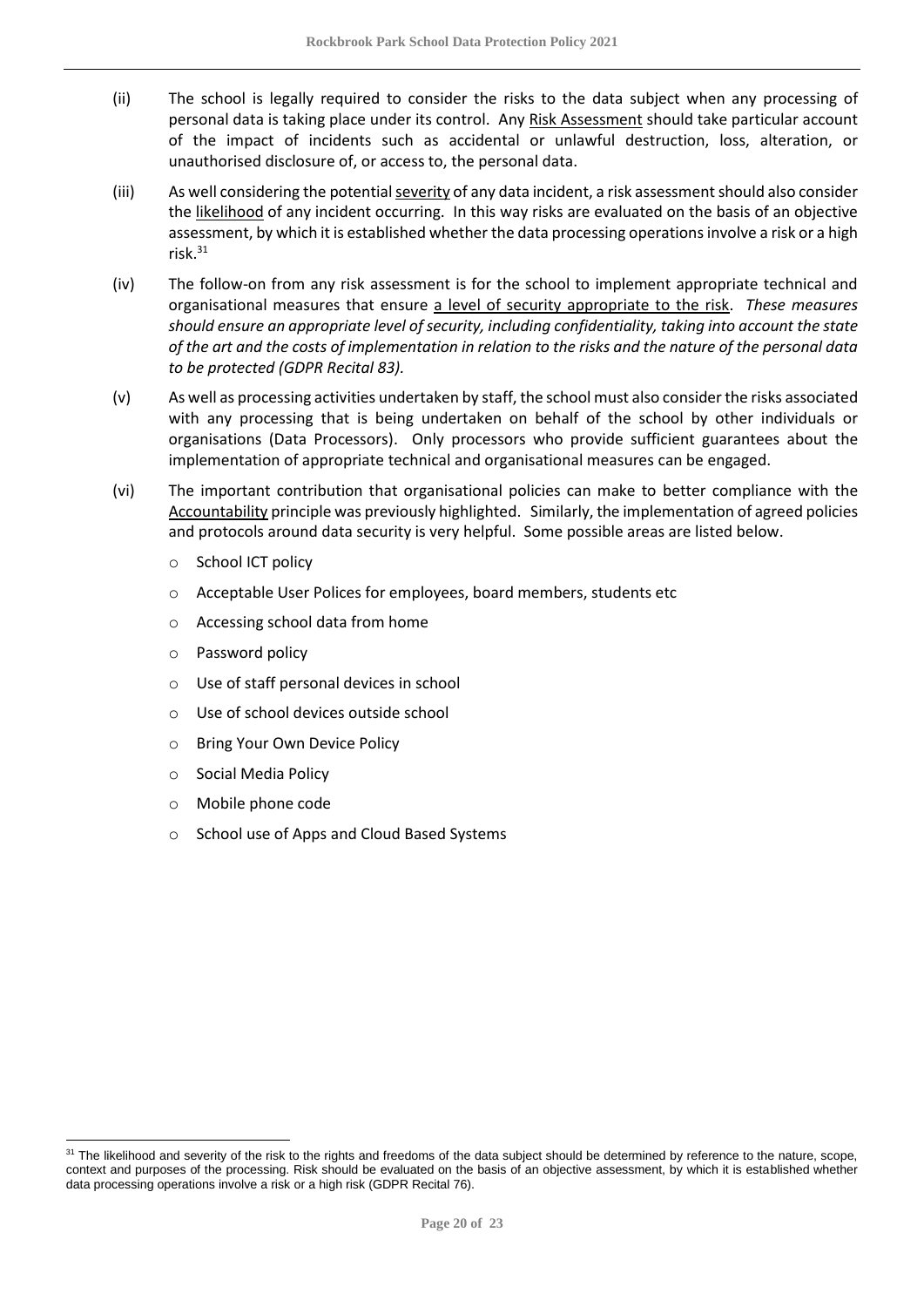(ii) The school is legally required to consider the risks to the data subject when any processing of personal data is taking place under its control. Any Risk Assessment should take particular account of the impact of incidents such as accidental or unlawful destruction, loss, alteration, or unauthorised disclosure of, or access to, the personal data.

(iii) As well considering the potential severity of any data incident, a risk assessment should also consider the likelihood of any incident occurring. In this way risks are evaluated on the basis of an objective assessment, by which it is established whether the data processing operations involve a risk or a high risk.[31]

(iv) The follow-on from any risk assessment is for the school to implement appropriate technical and organisational measures that ensure a level of security appropriate to the risk. *These measures should ensure an appropriate level of security, including confidentiality, taking into account the state of the art and the costs of implementation in relation to the risks and the nature of the personal data to be protected (GDPR Recital 83).*

(v) As well as processing activities undertaken by staff, the school must also consider the risks associated with any processing that is being undertaken on behalf of the school by other individuals or organisations (Data Processors). Only processors who provide sufficient guarantees about the implementation of appropriate technical and organisational measures can be engaged.

(vi) The important contribution that organisational policies can make to better compliance with the Accountability principle was previously highlighted. Similarly, the implementation of agreed policies and protocols around data security is very helpful. Some possible areas are listed below.

- School ICT policy
- Acceptable User Polices for employees, board members, students etc
- Accessing school data from home
- Password policy
- Use of staff personal devices in school
- Use of school devices outside school
- Bring Your Own Device Policy
- Social Media Policy
- Mobile phone code
- School use of Apps and Cloud Based Systems

[31] The likelihood and severity of the risk to the rights and freedoms of the data subject should be determined by reference to the nature, scope, context and purposes of the processing. Risk should be evaluated on the basis of an objective assessment, by which it is established whether data processing operations involve a risk or a high risk (GDPR Recital 76).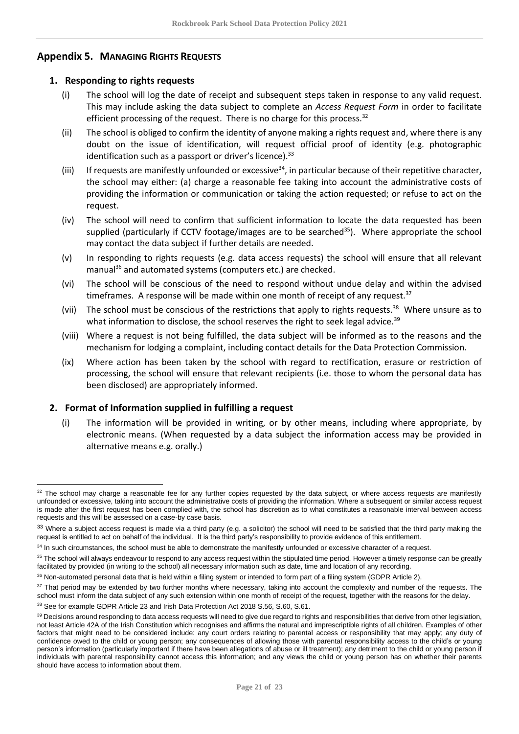## Appendix 5. MANAGING RIGHTS REQUESTS

### 1. Responding to rights requests

(i) The school will log the date of receipt and subsequent steps taken in response to any valid request. This may include asking the data subject to complete an *Access Request Form* in order to facilitate efficient processing of the request. There is no charge for this process.[32]

(ii) The school is obliged to confirm the identity of anyone making a rights request and, where there is any doubt on the issue of identification, will request official proof of identity (e.g. photographic identification such as a passport or driver's licence).[33]

(iii) If requests are manifestly unfounded or excessive[34], in particular because of their repetitive character, the school may either: (a) charge a reasonable fee taking into account the administrative costs of providing the information or communication or taking the action requested; or refuse to act on the request.

(iv) The school will need to confirm that sufficient information to locate the data requested has been supplied (particularly if CCTV footage/images are to be searched[35]). Where appropriate the school may contact the data subject if further details are needed.

(v) In responding to rights requests (e.g. data access requests) the school will ensure that all relevant manual[36] and automated systems (computers etc.) are checked.

(vi) The school will be conscious of the need to respond without undue delay and within the advised timeframes. A response will be made within one month of receipt of any request.[37]

(vii) The school must be conscious of the restrictions that apply to rights requests.[38] Where unsure as to what information to disclose, the school reserves the right to seek legal advice.[39]

(viii) Where a request is not being fulfilled, the data subject will be informed as to the reasons and the mechanism for lodging a complaint, including contact details for the Data Protection Commission.

(ix) Where action has been taken by the school with regard to rectification, erasure or restriction of processing, the school will ensure that relevant recipients (i.e. those to whom the personal data has been disclosed) are appropriately informed.

### 2. Format of Information supplied in fulfilling a request

(i) The information will be provided in writing, or by other means, including where appropriate, by electronic means. (When requested by a data subject the information access may be provided in alternative means e.g. orally.)

---

[32] The school may charge a reasonable fee for any further copies requested by the data subject, or where access requests are manifestly unfounded or excessive, taking into account the administrative costs of providing the information. Where a subsequent or similar access request is made after the first request has been complied with, the school has discretion as to what constitutes a reasonable interval between access requests and this will be assessed on a case-by case basis.

[33] Where a subject access request is made via a third party (e.g. a solicitor) the school will need to be satisfied that the third party making the request is entitled to act on behalf of the individual. It is the third party's responsibility to provide evidence of this entitlement.

[34] In such circumstances, the school must be able to demonstrate the manifestly unfounded or excessive character of a request.

[35] The school will always endeavour to respond to any access request within the stipulated time period. However a timely response can be greatly facilitated by provided (in writing to the school) all necessary information such as date, time and location of any recording.

[36] Non-automated personal data that is held within a filing system or intended to form part of a filing system (GDPR Article 2).

[37] That period may be extended by two further months where necessary, taking into account the complexity and number of the requests. The school must inform the data subject of any such extension within one month of receipt of the request, together with the reasons for the delay.

[38] See for example GDPR Article 23 and Irish Data Protection Act 2018 S.56, S.60, S.61.

[39] Decisions around responding to data access requests will need to give due regard to rights and responsibilities that derive from other legislation, not least Article 42A of the Irish Constitution which recognises and affirms the natural and imprescriptible rights of all children. Examples of other factors that might need to be considered include: any court orders relating to parental access or responsibility that may apply; any duty of confidence owed to the child or young person; any consequences of allowing those with parental responsibility access to the child's or young person's information (particularly important if there have been allegations of abuse or ill treatment); any detriment to the child or young person if individuals with parental responsibility cannot access this information; and any views the child or young person has on whether their parents should have access to information about them.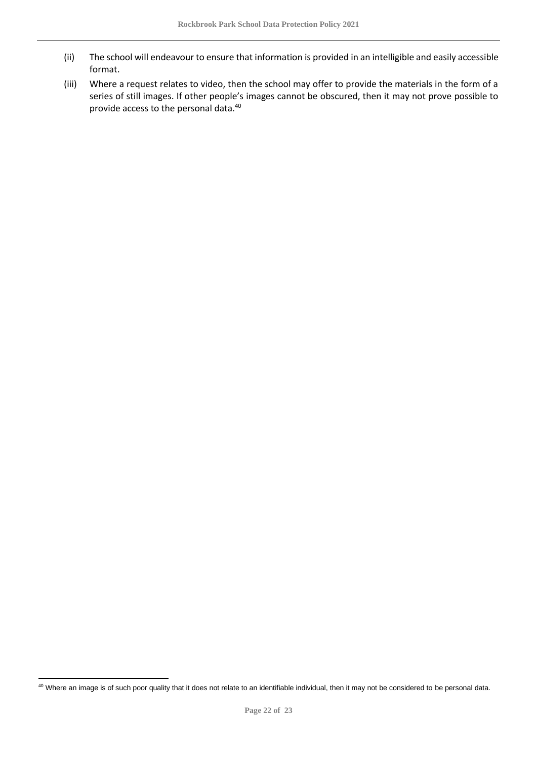(ii) The school will endeavour to ensure that information is provided in an intelligible and easily accessible format.

(iii) Where a request relates to video, then the school may offer to provide the materials in the form of a series of still images. If other people's images cannot be obscured, then it may not prove possible to provide access to the personal data.[40]

[40] Where an image is of such poor quality that it does not relate to an identifiable individual, then it may not be considered to be personal data.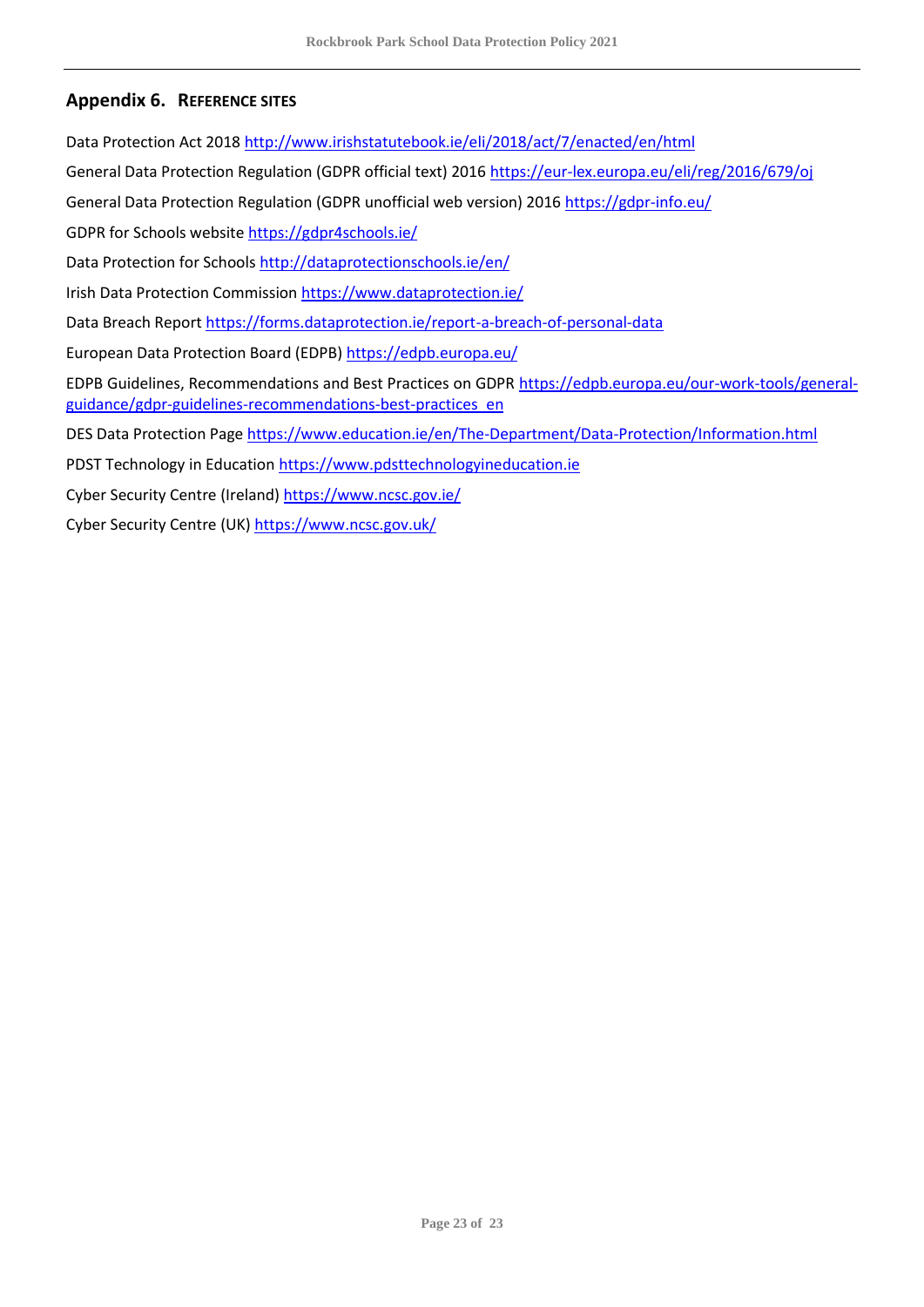## Appendix 6. REFERENCE SITES

Data Protection Act 2018 http://www.irishstatutebook.ie/eli/2018/act/7/enacted/en/html

General Data Protection Regulation (GDPR official text) 2016 https://eur-lex.europa.eu/eli/reg/2016/679/oj

General Data Protection Regulation (GDPR unofficial web version) 2016 https://gdpr-info.eu/

GDPR for Schools website https://gdpr4schools.ie/

Data Protection for Schools http://dataprotectionschools.ie/en/

Irish Data Protection Commission https://www.dataprotection.ie/

Data Breach Report https://forms.dataprotection.ie/report-a-breach-of-personal-data

European Data Protection Board (EDPB) https://edpb.europa.eu/

EDPB Guidelines, Recommendations and Best Practices on GDPR https://edpb.europa.eu/our-work-tools/general-guidance/gdpr-guidelines-recommendations-best-practices_en

DES Data Protection Page https://www.education.ie/en/The-Department/Data-Protection/Information.html

PDST Technology in Education https://www.pdsttechnologyineducation.ie

Cyber Security Centre (Ireland) https://www.ncsc.gov.ie/

Cyber Security Centre (UK) https://www.ncsc.gov.uk/